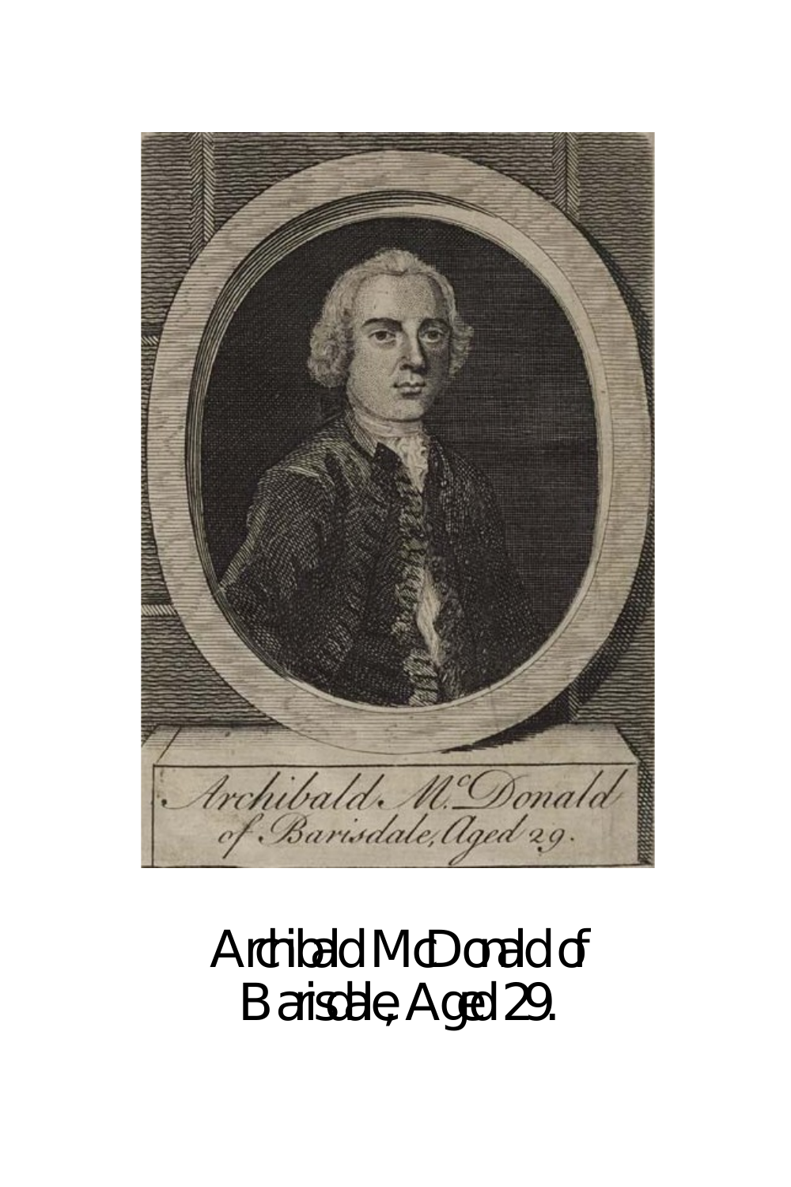Archibald McDonald of Barisdale, Aged 29.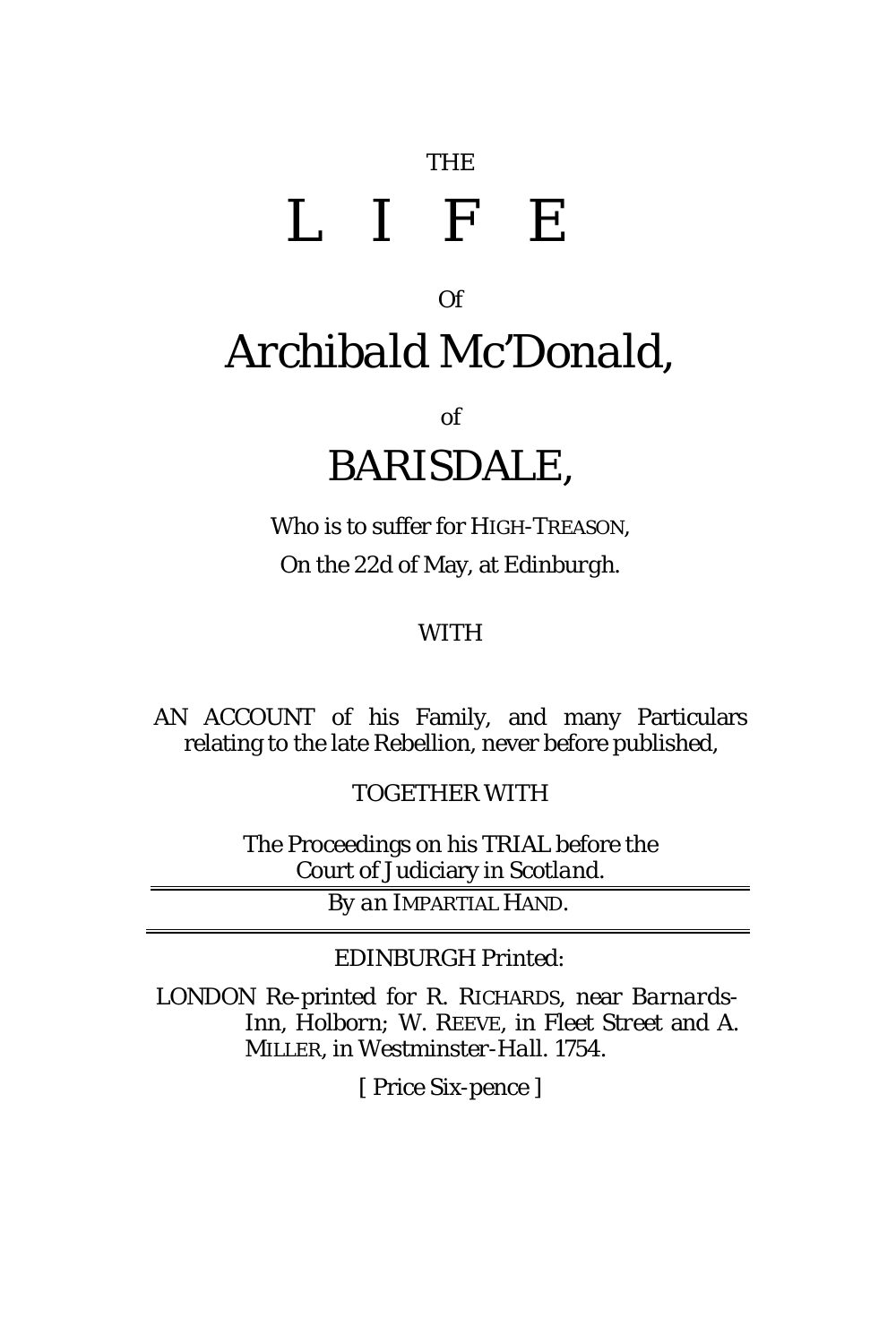THE

# L I F E

Of

# *Archibald Mc'Donald,*

of

# BARISDALE,

Who is to suffer for HIGH-TREASON,

On the 22d of May, at *Edinburgh*.

WITH

AN ACCOUNT of his Family, and many Particulars relating to the late Rebellion, never before published,

TOGETHER WITH

The Proceedings on his TRIAL before the *Court of Judiciary in Scotland*.

---

*By an* IMPARTIAL HAND.

---

EDINBURGH *Printed:*

LONDON *Re-printed for* R. RICHARDS, *near Barnards-Inn, Holborn;* W. REEVE, *in Fleet Street and* A. MILLER, *in Westminster-Hall.* 1754.

[ Price Six-pence ]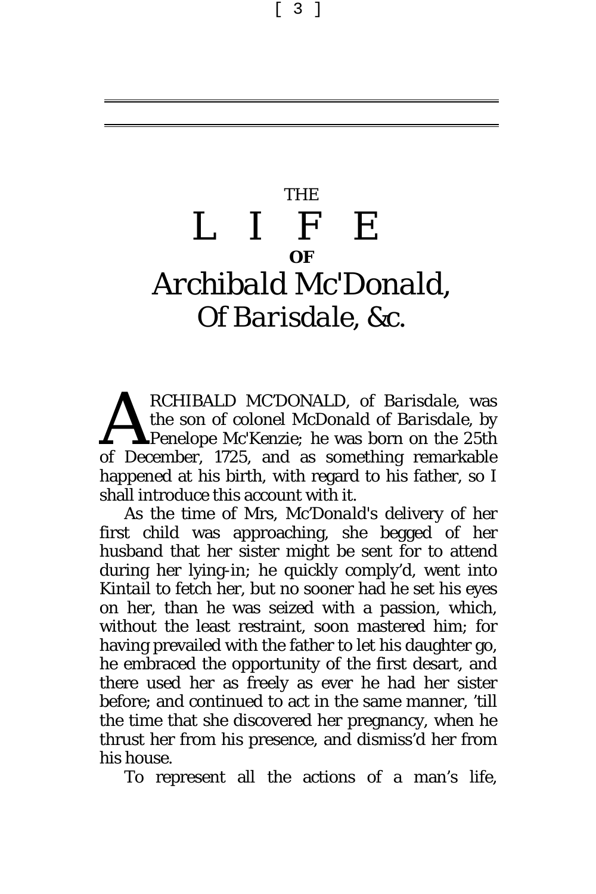# THE L I F E OF *Archibald Mc'Donald*, *Of Barisdale, &c.*

ARCHIBALD MC'DONALD, of *Barisdale*, was the son of colonel McDonald of *Barisdale*, by Penelope Mc'Kenzie; he was born on the 25th of December, 1725, and as something remarkable happened at his birth, with regard to his father, so I shall introduce this account with it.

As the time of Mrs, Mc'Donald's delivery of her first child was approaching, she begged of her husband that her sister might be sent for to attend during her lying-in; he quickly comply'd, went into *Kintail* to fetch her, but no sooner had he set his eyes on her, than he was seized with a passion, which, without the least restraint, soon mastered him; for having prevailed with the father to let his daughter go, he embraced the opportunity of the first desart, and there used her as freely as ever he had her sister before; and continued to act in the same manner, 'till the time that she discovered her pregnancy, when he thrust her from his presence, and dismiss'd her from his house.

To represent all the actions of a man's life,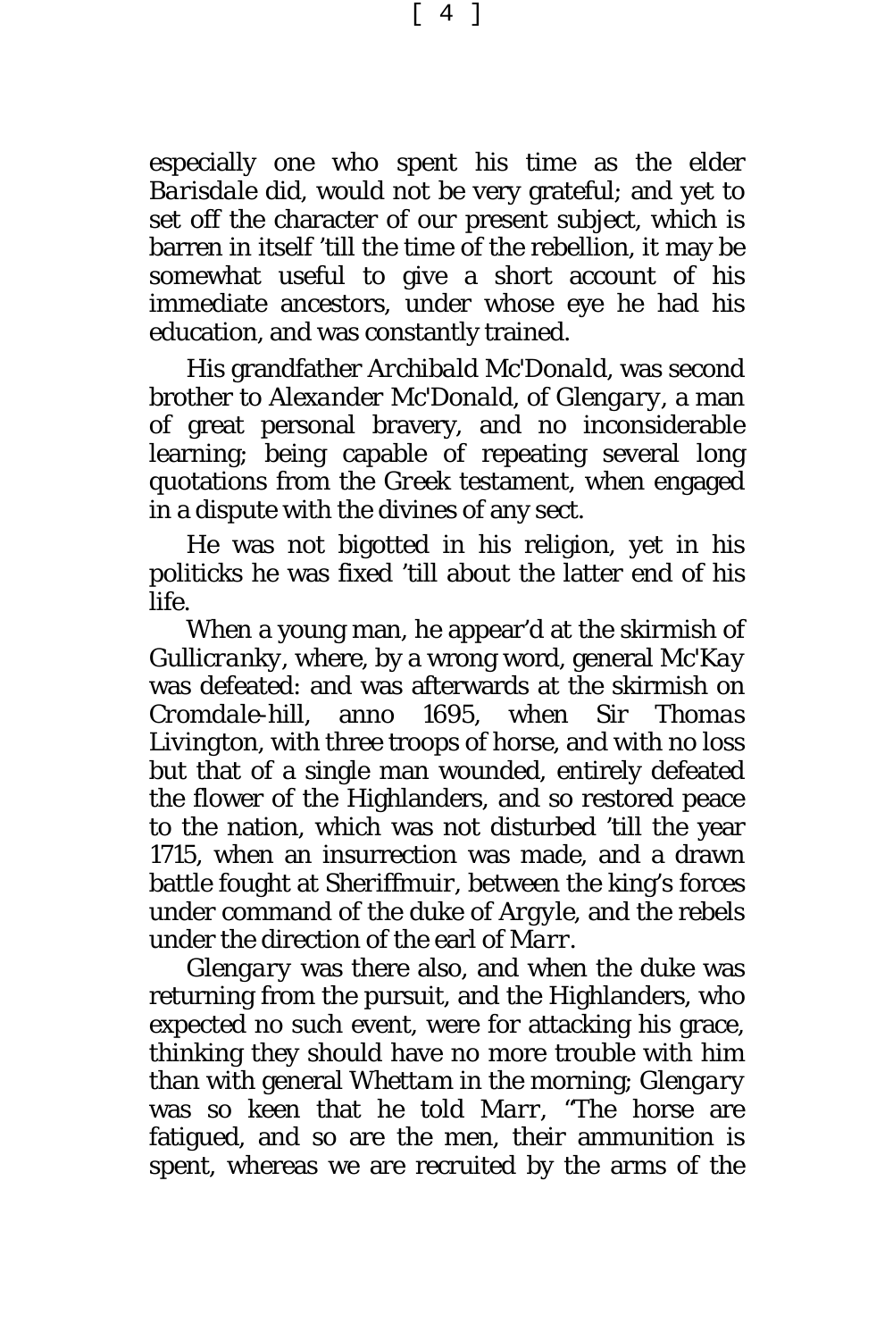especially one who spent his time as the elder *Barisdale* did, would not be very grateful; and yet to set off the character of our present subject, which is barren in itself 'till the time of the rebellion, it may be somewhat useful to give a short account of his immediate ancestors, under whose eye he had his education, and was constantly trained.

His grandfather *Archibald Mc'Donald*, was second brother to *Alexander Mc'Donald*, of *Glengary*, a man of great personal bravery, and no inconsiderable learning; being capable of repeating several long quotations from the Greek testament, when engaged in a dispute with the divines of any sect.

He was not bigotted in his religion, yet in his politicks he was fixed 'till about the latter end of his life.

When a young man, he appear'd at the skirmish of *Gullicranky*, where, by a wrong word, general *Mc'Kay* was defeated: and was afterwards at the skirmish on *Cromdale*-hill, anno 1695, when Sir *Thomas Livington*, with three troops of horse, and with no loss but that of a single man wounded, entirely defeated the flower of the Highlanders, and so restored peace to the nation, which was not disturbed 'till the year 1715, when an insurrection was made, and a drawn battle fought at Sheriffmuir, between the king's forces under command of the duke of *Argyle*, and the rebels under the direction of the earl of *Marr*.

*Glengary* was there also, and when the duke was returning from the pursuit, and the Highlanders, who expected no such event, were for attacking his grace, thinking they should have no more trouble with him than with general *Whettam* in the morning; *Glengary* was so keen that he told *Marr*, "The horse are fatigued, and so are the men, their ammunition is spent, whereas we are recruited by the arms of the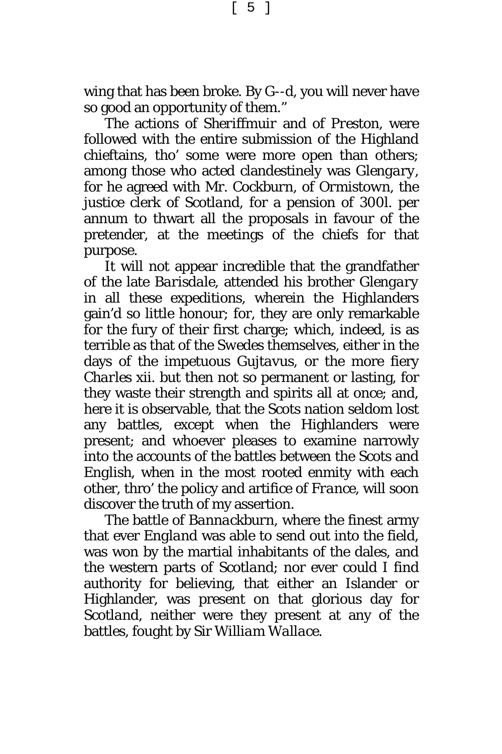wing that has been broke. By G--d, you will never have so good an opportunity of them."

The actions of Sheriffmuir and of Preston, were followed with the entire submission of the Highland chieftains, tho' some were more open than others; among those who acted clandestinely was *Glengary*, for he agreed with Mr. Cockburn, of Ormistown, the justice clerk of Scotland, for a pension of 300l. per annum to thwart all the proposals in favour of the pretender, at the meetings of the chiefs for that purpose.

It will not appear incredible that the grandfather of the late *Barisdale*, attended his brother *Glengary* in all these expeditions, wherein the Highlanders gain'd so little honour; for, they are only remarkable for the fury of their first charge; which, indeed, is as terrible as that of the Swedes themselves, either in the days of the impetuous *Gujtavus*, or the more fiery *Charles* xii. but then not so permanent or lasting, for they waste their strength and spirits all at once; and, here it is observable, that the Scots nation seldom lost any battles, except when the Highlanders were present; and whoever pleases to examine narrowly into the accounts of the battles between the Scots and English, when in the most rooted enmity with each other, thro' the policy and artifice of *France*, will soon discover the truth of my assertion.

The battle of *Bannackburn*, where the finest army that ever *England* was able to send out into the field, was won by the martial inhabitants of the dales, and the western parts of *Scotland*; nor ever could I find authority for believing, that either an Islander or Highlander, was present on that glorious day for *Scotland*, neither were they present at any of the battles, fought by Sir *William Wallace*.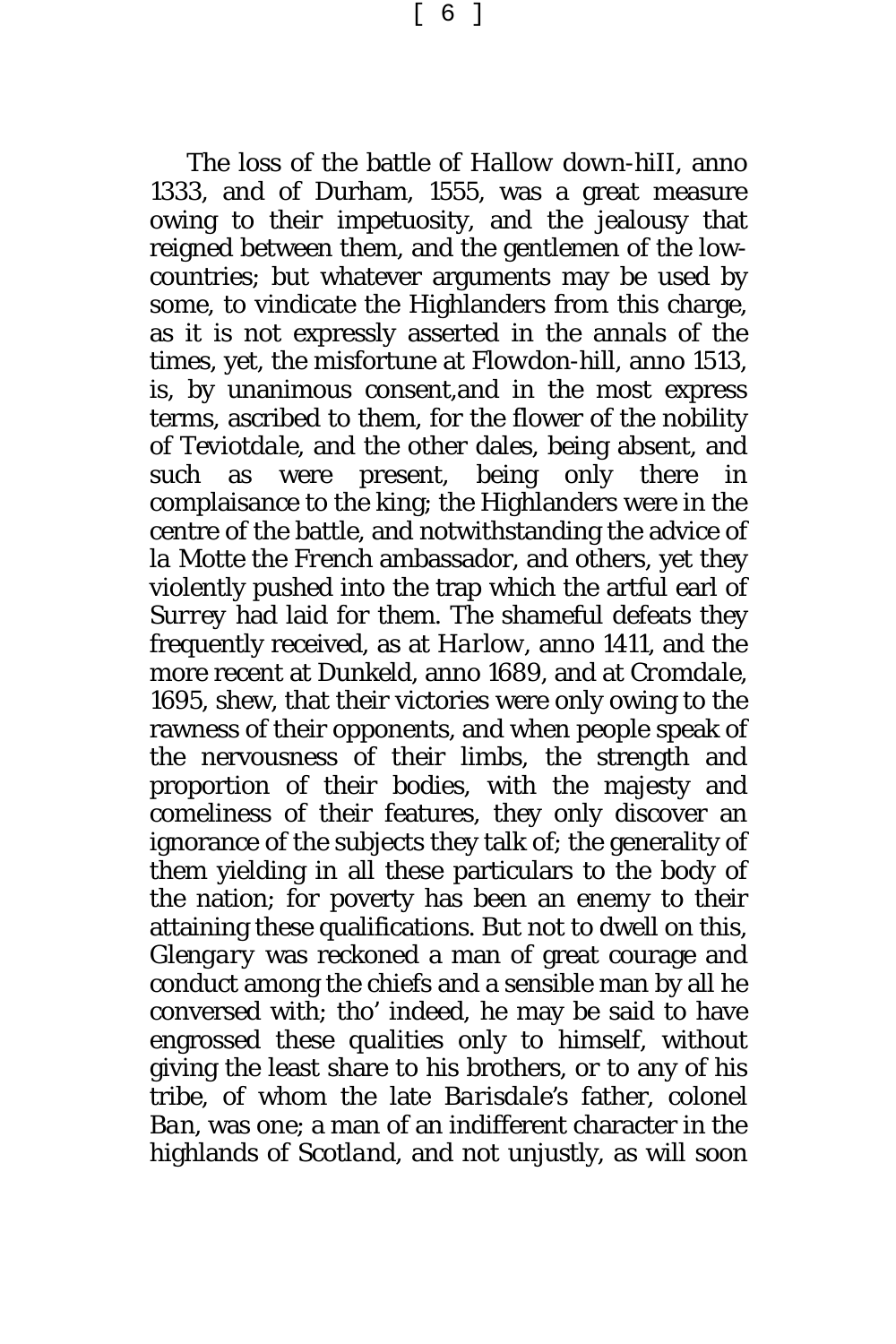The loss of the battle of *Hallow down-hiII*, anno 1333, and of Durham, 1555, was a great measure owing to their impetuosity, and the jealousy that reigned between them, and the gentlemen of the low-countries; but whatever arguments may be used by some, to vindicate the Highlanders from this charge, as it is not expressly asserted in the annals of the times, yet, the misfortune at Flowdon-hill, anno 1513, is, by unanimous consent,and in the most express terms, ascribed to them, for the flower of the nobility of *Teviotdale*, and the other dales, being absent, and such as were present, being only there in complaisance to the king; the Highlanders were in the centre of the battle, and notwithstanding the advice of la Motte the *French* ambassador, and others, yet they violently pushed into the trap which the artful earl of *Surrey* had laid for them. The shameful defeats they frequently received, as at *Harlow*, anno 1411, and the more recent at Dunkeld, anno 1689, and at *Cromdale*, 1695, shew, that their victories were only owing to the rawness of their opponents, and when people speak of the nervousness of their limbs, the strength and proportion of their bodies, with the majesty and comeliness of their features, they only discover an ignorance of the subjects they talk of; the generality of them yielding in all these particulars to the body of the nation; for poverty has been an enemy to their attaining these qualifications. But not to dwell on this, *Glengary* was reckoned a man of great courage and conduct among the chiefs and a sensible man by all he conversed with; tho' indeed, he may be said to have engrossed these qualities only to himself, without giving the least share to his brothers, or to any of his tribe, of whom the late *Barisdale's* father, colonel *Ban*, was one; a man of an indifferent character in the highlands of *Scotland*, and not unjustly, as will soon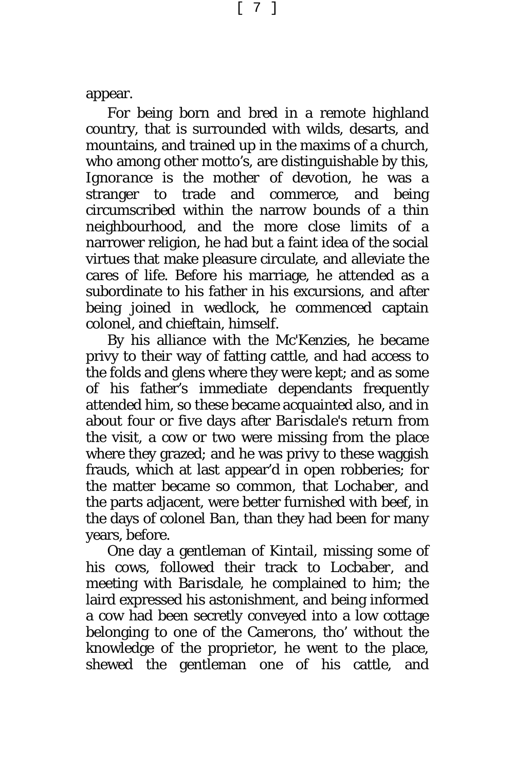appear.

For being born and bred in a remote highland country, that is surrounded with wilds, desarts, and mountains, and trained up in the maxims of a church, who among other motto's, are distinguishable by this, *Ignorance is the mother of devotion*, he was a stranger to trade and commerce, and being circumscribed within the narrow bounds of a thin neighbourhood, and the more close limits of a narrower religion, he had but a faint idea of the social virtues that make pleasure circulate, and alleviate the cares of life. Before his marriage, he attended as a subordinate to his father in his excursions, and after being joined in wedlock, he commenced captain colonel, and chieftain, himself.

By his alliance with the Mc'Kenzies, he became privy to their way of fatting cattle, and had access to the folds and glens where they were kept; and as some of his father's immediate dependants frequently attended him, so these became acquainted also, and in about four or five days after *Barisdale*'s return from the visit, a cow or two were missing from the place where they grazed; and he was privy to these waggish frauds, which at last appear'd in open robberies; for the matter became so common, that *Lochaber*, and the parts adjacent, were better furnished with beef, in the days of colonel *Ban*, than they had been for many years, before.

One day a gentleman of *Kintail*, missing some of his cows, followed their track to *Locbaber*, and meeting with *Barisdale*, he complained to him; the laird expressed his astonishment, and being informed a cow had been secretly conveyed into a low cottage belonging to one of the *Camerons*, tho' without the knowledge of the proprietor, he went to the place, shewed the gentleman one of his cattle, and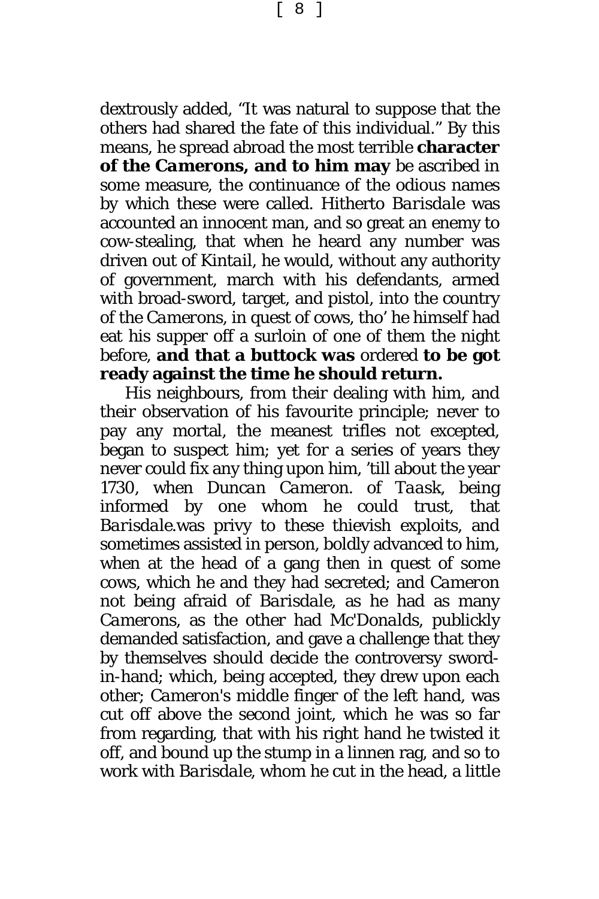dextrously added, "It was natural to suppose that the others had shared the fate of this individual." By this means, he spread abroad the most terrible **character of the Camerons, and to him may** be ascribed in some measure, the continuance of the odious names by which these were called. Hitherto *Barisdale* was accounted an innocent man, and so great an enemy to cow-stealing, that when he heard any number was driven out of *Kintail*, he would, without any authority of government, march with his defendants, armed with broad-sword, target, and pistol, into the country of the *Camerons*, in quest of cows, tho' he himself had eat his supper off a surloin of one of them the night before, **and that a buttock was** ordered **to be got ready against the time he should return.**

His neighbours, from their dealing with him, and their observation of his favourite principle; never to pay any mortal, the meanest trifles not excepted, began to suspect him; yet for a series of years they never could fix any thing upon him, 'till about the year 1730, when *Duncan Cameron*. of *Taask*, being informed by one whom he could trust, that *Barisdale*.was privy to these thievish exploits, and sometimes assisted in person, boldly advanced to him, when at the head of a gang then in quest of some cows, which he and they had secreted; and *Cameron* not being afraid of *Barisdale*, as he had as many *Camerons*, as the other had *Mc'Donalds*, publickly demanded satisfaction, and gave a challenge that they by themselves should decide the controversy sword-in-hand; which, being accepted, they drew upon each other; *Cameron's* middle finger of the left hand, was cut off above the second joint, which he was so far from regarding, that with his right hand he twisted it off, and bound up the stump in a linnen rag, and so to work with *Barisdale*, whom he cut in the head, a little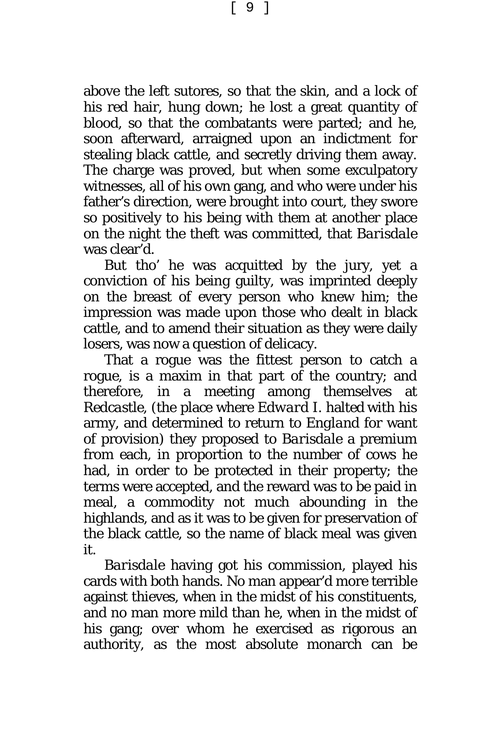above the left sutores, so that the skin, and a lock of his red hair, hung down; he lost a great quantity of blood, so that the combatants were parted; and he, soon afterward, arraigned upon an indictment for stealing black cattle, and secretly driving them away. The charge was proved, but when some exculpatory witnesses, all of his own gang, and who were under his father's direction, were brought into court, they swore so positively to his being with them at another place on the night the theft was committed, that *Barisdale* was clear'd.

But tho' he was acquitted by the jury, yet a conviction of his being guilty, was imprinted deeply on the breast of every person who knew him; the impression was made upon those who dealt in black cattle, and to amend their situation as they were daily losers, was now a question of delicacy.

That a rogue was the fittest person to catch a rogue, is a maxim in that part of the country; and therefore, in a meeting among themselves at *Redcastle*, (the place where *Edward I.* halted with his army, and determined to return to *England* for want of provision) they proposed to *Barisdale* a premium from each, in proportion to the number of cows he had, in order to be protected in their property; the terms were accepted, and the reward was to be paid in meal, a commodity not much abounding in the highlands, and as it was to be given for preservation of the black cattle, so the name of black meal was given it.

*Barisdale* having got his commission, played his cards with both hands. No man appear'd more terrible against thieves, when in the midst of his constituents, and no man more mild than he, when in the midst of his gang; over whom he exercised as rigorous an authority, as the most absolute monarch can be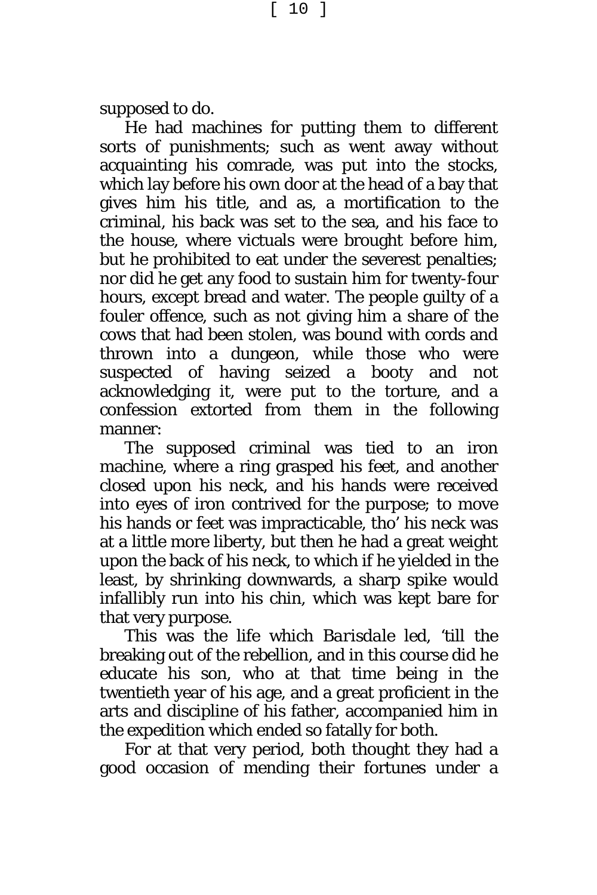supposed to do.

He had machines for putting them to different sorts of punishments; such as went away without acquainting his comrade, was put into the stocks, which lay before his own door at the head of a bay that gives him his title, and as, a mortification to the criminal, his back was set to the sea, and his face to the house, where victuals were brought before him, but he prohibited to eat under the severest penalties; nor did he get any food to sustain him for twenty-four hours, except bread and water. The people guilty of a fouler offence, such as not giving him a share of the cows that had been stolen, was bound with cords and thrown into a dungeon, while those who were suspected of having seized a booty and not acknowledging it, were put to the torture, and a confession extorted from them in the following manner:

The supposed criminal was tied to an iron machine, where a ring grasped his feet, and another closed upon his neck, and his hands were received into eyes of iron contrived for the purpose; to move his hands or feet was impracticable, tho' his neck was at a little more liberty, but then he had a great weight upon the back of his neck, to which if he yielded in the least, by shrinking downwards, a sharp spike would infallibly run into his chin, which was kept bare for that very purpose.

This was the life which *Barisdale* led, 'till the breaking out of the rebellion, and in this course did he educate his son, who at that time being in the twentieth year of his age, and a great proficient in the arts and discipline of his father, accompanied him in the expedition which ended so fatally for both.

For at that very period, both thought they had a good occasion of mending their fortunes under a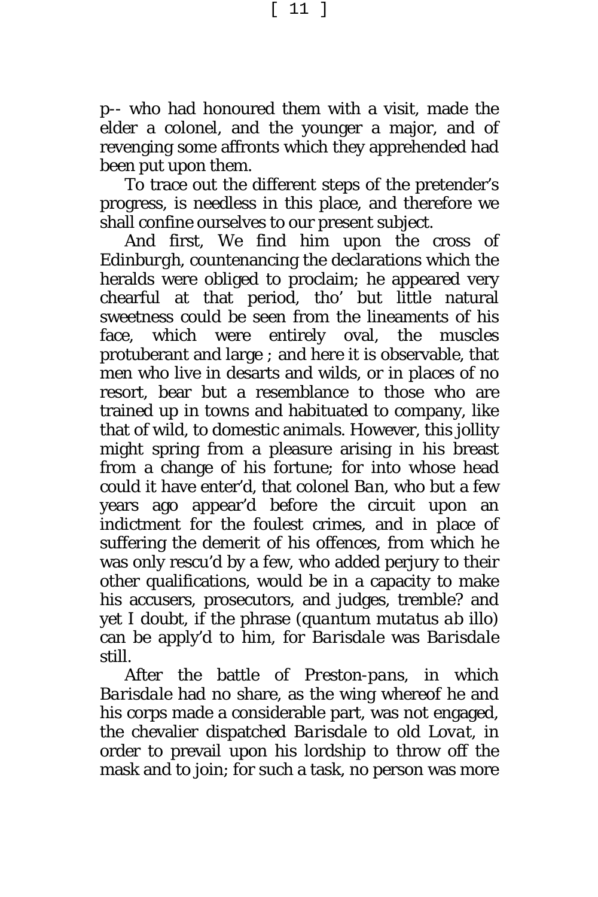p-- who had honoured them with a visit, made the elder a colonel, and the younger a major, and of revenging some affronts which they apprehended had been put upon them.

To trace out the different steps of the pretender's progress, is needless in this place, and therefore we shall confine ourselves to our present subject.

And first, We find him upon the cross of Edinburgh, countenancing the declarations which the heralds were obliged to proclaim; he appeared very chearful at that period, tho' but little natural sweetness could be seen from the lineaments of his face, which were entirely oval, the muscles protuberant and large ; and here it is observable, that men who live in desarts and wilds, or in places of no resort, bear but a resemblance to those who are trained up in towns and habituated to company, like that of wild, to domestic animals. However, this jollity might spring from a pleasure arising in his breast from a change of his fortune; for into whose head could it have enter'd, that colonel *Ban*, who but a few years ago appear'd before the circuit upon an indictment for the foulest crimes, and in place of suffering the demerit of his offences, from which he was only rescu'd by a few, who added perjury to their other qualifications, would be in a capacity to make his accusers, prosecutors, and judges, tremble? and yet I doubt, if the phrase (*quantum mutatus ab illo*) can be apply'd to him, for *Barisdale* was *Barisdale* still.

After the battle of *Preston-pans*, in which *Barisdale* had no share, as the wing whereof he and his corps made a considerable part, was not engaged, the chevalier dispatched *Barisdale* to old *Lovat*, in order to prevail upon his lordship to throw off the mask and to join; for such a task, no person was more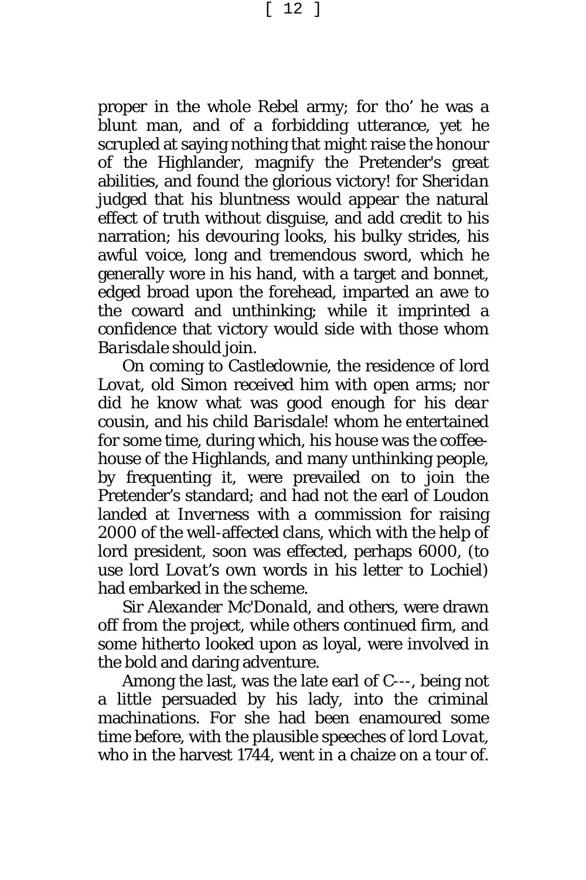proper in the whole Rebel army; for tho' he was a blunt man, and of a forbidding utterance, yet he scrupled at saying nothing that might raise the honour of the Highlander, magnify the Pretender's great abilities, and found the glorious victory! for *Sheridan* judged that his bluntness would appear the natural effect of truth without disguise, and add credit to his narration; his devouring looks, his bulky strides, his awful voice, long and tremendous sword, which he generally wore in his hand, with a target and bonnet, edged broad upon the forehead, imparted an awe to the coward and unthinking; while it imprinted a confidence that victory would side with those whom *Barisdale* should join.

On coming to *Castledownie*, the residence of lord *Lovat*, old Simon received him with open arms; nor did he know what was good enough for his *dear* cousin, and his child *Barisdale*! whom he entertained for some time, during which, his house was the coffee-house of the Highlands, and many unthinking people, by frequenting it, were prevailed on to join the Pretender's standard; and had not the earl of Loudon landed at Inverness with a commission for raising 2000 of the well-affected clans, which with the help of lord president, soon was effected, perhaps 6000, (to use lord *Lovat*'s own words in his letter to Lochiel) had embarked in the scheme.

*Sir Alexander Mc'Donald*, and others, were drawn off from the project, while others continued firm, and some hitherto looked upon as loyal, were involved in the bold and daring adventure.

Among the last, was the late earl of C---, being not a little persuaded by his lady, into the criminal machinations. For she had been enamoured some time before, with the plausible speeches of lord *Lovat*, who in the harvest 1744, went in a chaize on a tour of.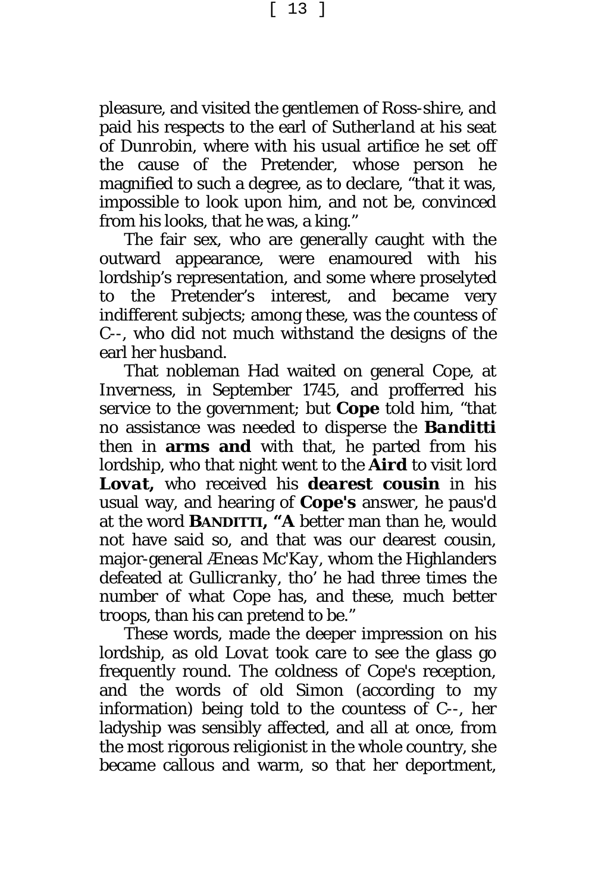pleasure, and visited the gentlemen of Ross-*shire*, and paid his respects to the earl of *Sutherland* at his seat of *Dunrobin*, where with his usual artifice he set off the cause of the Pretender, whose person he magnified to such a degree, as to declare, "that it was, impossible to look upon him, and not be, convinced from his looks, that he was, a king."

The fair sex, who are generally caught with the outward appearance, were enamoured with his lordship's representation, and some where proselyted to the Pretender's interest, and became very indifferent subjects; among these, was the countess of C--, who did not much withstand the designs of the earl her husband.

That nobleman Had waited on general Cope, at *Inverness*, in September 1745, and profferred his service to the government; but **Cope** told him, "that no assistance was needed to disperse the ***Banditti*** then in **arms and** with that, he parted from his lordship, who that night went to the **Aird** to visit lord ***Lovat,*** who received his ***dearest cousin*** in his usual way, and hearing of **Cope's** answer, he paus'd at the word **BANDITTI, "A** better man than he, would not have said so, and that was our dearest cousin, major-general *Æneas Mc'Kay*, whom the Highlanders defeated at *Gullicranky*, tho' he had three times the number of what Cope has, and these, much better troops, than his can pretend to be."

These words, made the deeper impression on his lordship, as old *Lovat* took care to see the glass go frequently round. The coldness of Cope's reception, and the words of old Simon (according to my information) being told to the countess of C--, her ladyship was sensibly affected, and all at once, from the most rigorous religionist in the whole country, she became callous and warm, so that her deportment,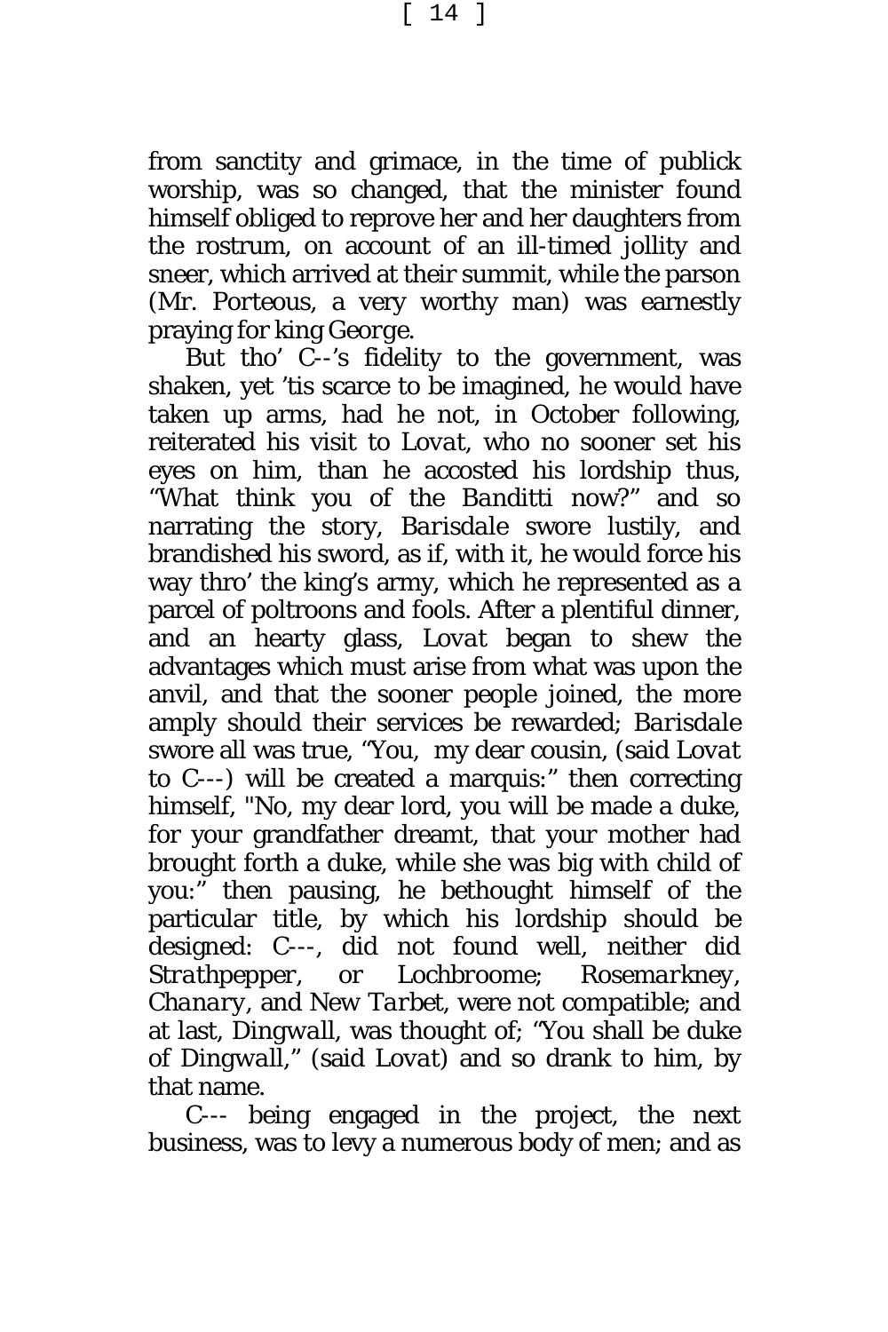from sanctity and grimace, in the time of publick worship, was so changed, that the minister found himself obliged to reprove her and her daughters from the rostrum, on account of an ill-timed jollity and sneer, which arrived at their summit, while the parson (Mr. Porteous, a very worthy man) was earnestly praying for king George.

But tho' C--'s fidelity to the government, was shaken, yet 'tis scarce to be imagined, he would have taken up arms, had he not, in October following, reiterated his visit to *Lovat*, who no sooner set his eyes on him, than he accosted his lordship thus, "What think you of the *Banditti* now?" and so narrating the story, *Barisdale* swore lustily, and brandished his sword, as if, with it, he would force his way thro' the king's army, which he represented as a parcel of poltroons and fools. After a plentiful dinner, and an hearty glass, *Lovat* began to shew the advantages which must arise from what was upon the anvil, and that the sooner people joined, the more amply should their services be rewarded; *Barisdale* swore all was true, "You, my dear cousin, (said *Lovat* to C---) will be created a marquis:" then correcting himself, "No, my dear lord, you will be made a duke, for your grandfather dreamt, that your mother had brought forth a duke, while she was big with child of you:" then pausing, he bethought himself of the particular title, by which his lordship should be designed: C---, did not found well, neither did *Strathpepper*, or *Lochbroome*; *Rosemarkney*, *Chanary*, and *New Tarbet*, were not compatible; and at last, *Dingwall*, was thought of; "You shall be duke of *Dingwall*," (said *Lovat*) and so drank to him, by that name.

C--- being engaged in the project, the next business, was to levy a numerous body of men; and as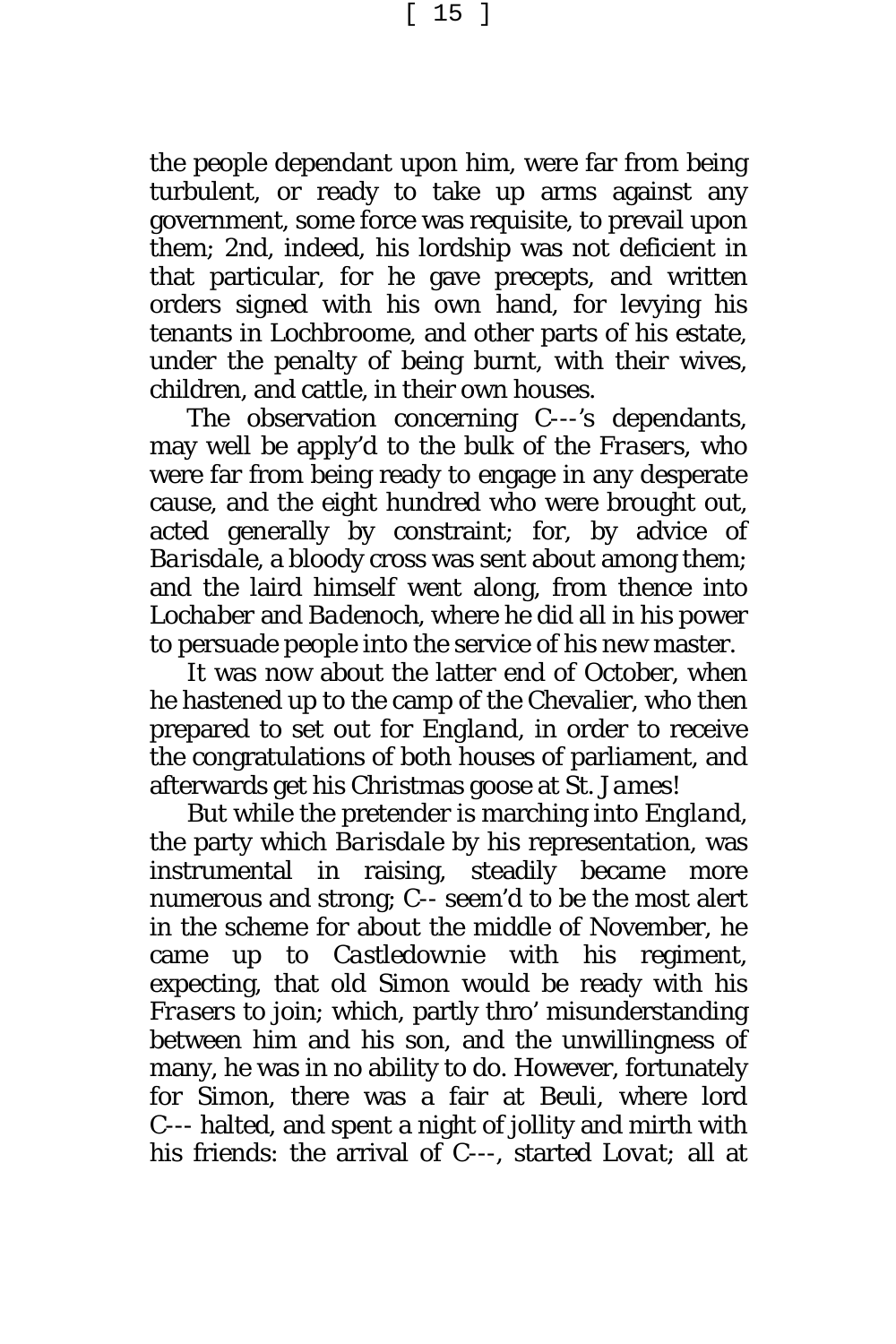the people dependant upon him, were far from being turbulent, or ready to take up arms against any government, some force was requisite, to prevail upon them; 2nd, indeed, his lordship was not deficient in that particular, for he gave precepts, and written orders signed with his own hand, for levying his tenants in Lochbroome, and other parts of his estate, under the penalty of being burnt, with their wives, children, and cattle, in their own houses.

The observation concerning C---'s dependants, may well be apply'd to the bulk of the *Frasers*, who were far from being ready to engage in any desperate cause, and the eight hundred who were brought out, acted generally by constraint; for, by advice of *Barisdale*, a bloody cross was sent about among them; and the laird himself went along, from thence into *Lochaber* and *Badenoch*, where he did all in his power to persuade people into the service of his new master.

It was now about the latter end of October, when he hastened up to the camp of the Chevalier, who then prepared to set out for *England*, in order to receive the congratulations of both houses of parliament, and afterwards get his Christmas goose at St. *James*!

But while the pretender is marching into *England*, the party which *Barisdale* by his representation, was instrumental in raising, steadily became more numerous and strong; C-- seem'd to be the most alert in the scheme for about the middle of November, he came up to *Castledownie* with his regiment, expecting, that old Simon would be ready with his *Frasers* to join; which, partly thro' misunderstanding between him and his son, and the unwillingness of many, he was in no ability to do. However, fortunately for Simon, there was a fair at Beuli, where lord C--- halted, and spent a night of jollity and mirth with his friends: the arrival of C---, started *Lovat*; all at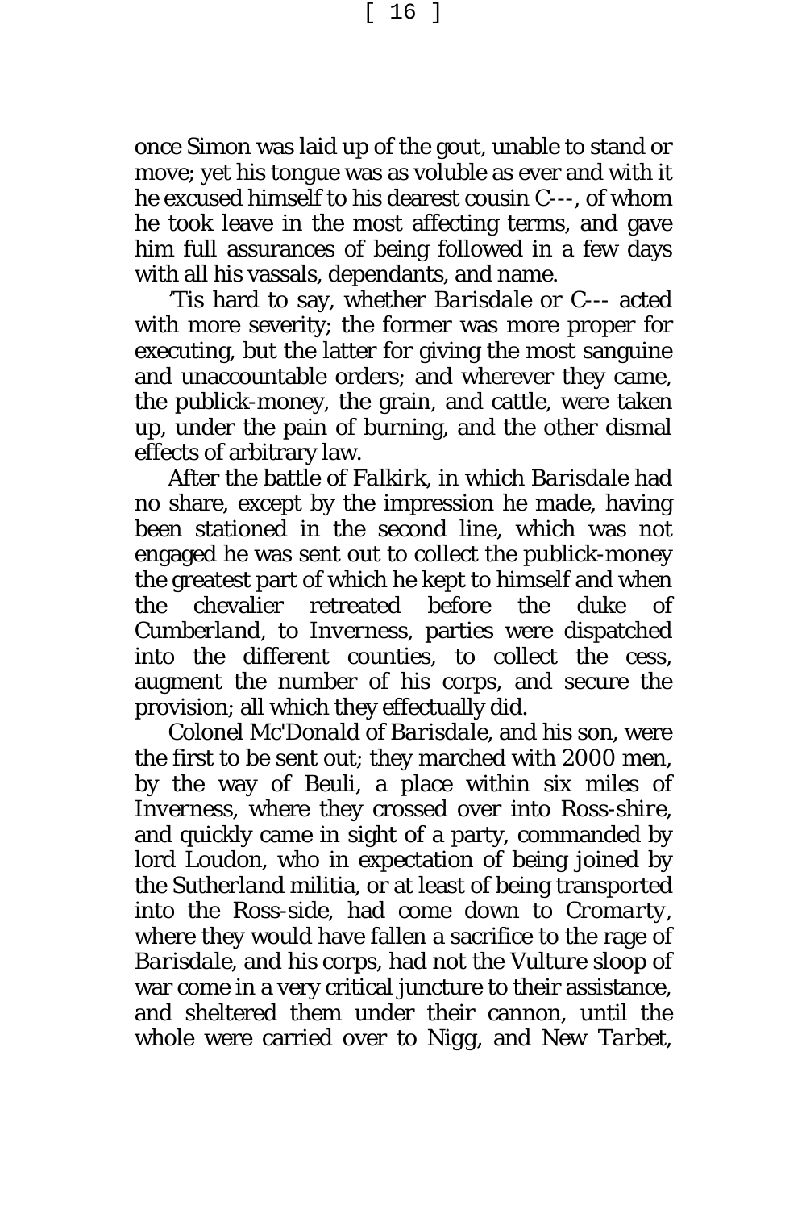once Simon was laid up of the gout, unable to stand or move; yet his tongue was as voluble as ever and with it he excused himself to his dearest cousin C---, of whom he took leave in the most affecting terms, and gave him full assurances of being followed in a few days with all his vassals, dependants, and name.

'Tis hard to say, whether *Barisdale* or C--- acted with more severity; the former was more proper for executing, but the latter for giving the most sanguine and unaccountable orders; and wherever they came, the publick-money, the grain, and cattle, were taken up, under the pain of burning, and the other dismal effects of arbitrary law.

After the battle of *Falkirk*, in which *Barisdale* had no share, except by the impression he made, having been stationed in the second line, which was not engaged he was sent out to collect the publick-money the greatest part of which he kept to himself and when the chevalier retreated before the duke of *Cumberland*, to Inverness, parties were dispatched into the different counties, to collect the cess, augment the number of his corps, and secure the provision; all which they effectually did.

Colonel *Mc'Donald* of *Barisdale*, and his son, were the first to be sent out; they marched with 2000 men, by the way of Beuli, a place within six miles of Inverness, where they crossed over into Ross-shire, and quickly came in sight of a party, commanded by lord Loudon, who in expectation of being joined by the *Sutherland* militia, or at least of being transported into the Ross-side, had come down to *Cromarty*, where they would have fallen a sacrifice to the rage of *Barisdale*, and his corps, had not the *Vulture* sloop of war come in a very critical juncture to their assistance, and sheltered them under their cannon, until the whole were carried over to Nigg, and New *Tarbet*,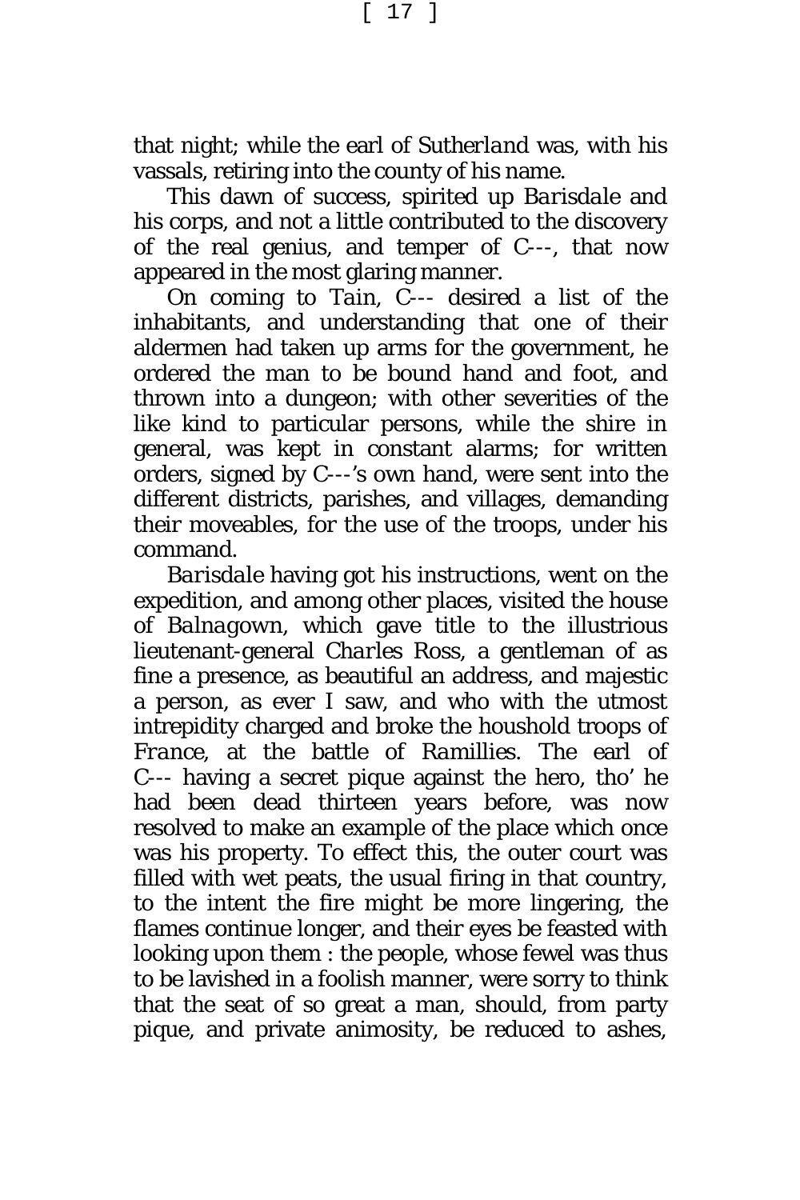that night; while the earl of *Sutherland* was, with his vassals, retiring into the county of his name.

This dawn of success, spirited up *Barisdale* and his corps, and not a little contributed to the discovery of the real genius, and temper of C---, that now appeared in the most glaring manner.

On coming to *Tain*, C--- desired a list of the inhabitants, and understanding that one of their aldermen had taken up arms for the government, he ordered the man to be bound hand and foot, and thrown into a dungeon; with other severities of the like kind to particular persons, while the shire in general, was kept in constant alarms; for written orders, signed by C---'s own hand, were sent into the different districts, parishes, and villages, demanding their moveables, for the use of the troops, under his command.

*Barisdale* having got his instructions, went on the expedition, and among other places, visited the house of *Balnagown*, which gave title to the illustrious lieutenant-general *Charles Ross*, a gentleman of as fine a presence, as beautiful an address, and majestic a person, as ever I saw, and who with the utmost intrepidity charged and broke the houshold troops of *France*, at the battle of *Ramillies*. The earl of C--- having a secret pique against the hero, tho' he had been dead thirteen years before, was now resolved to make an example of the place which once was his property. To effect this, the outer court was filled with wet peats, the usual firing in that country, to the intent the fire might be more lingering, the flames continue longer, and their eyes be feasted with looking upon them : the people, whose fewel was thus to be lavished in a foolish manner, were sorry to think that the seat of so great a man, should, from party pique, and private animosity, be reduced to ashes,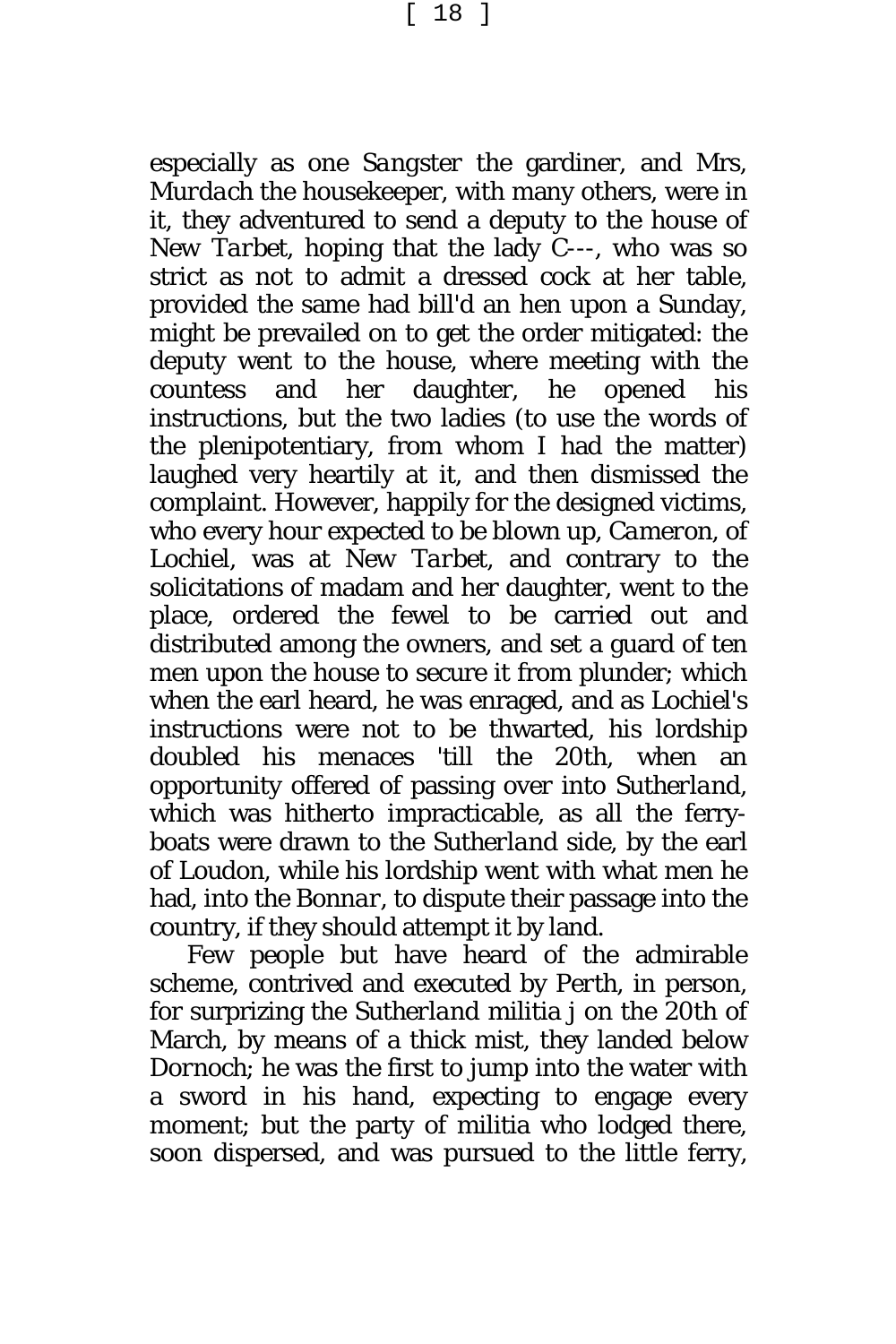especially as one *Sangster* the gardiner, and Mrs, *Murdach* the housekeeper, with many others, were in it, they adventured to send a deputy to the house of New *Tarbet*, hoping that the lady C---, who was so strict as not to admit a dressed cock at her table, provided the same had bill'd an hen upon a Sunday, might be prevailed on to get the order mitigated: the deputy went to the house, where meeting with the countess and her daughter, he opened his instructions, but the two ladies (to use the words of the plenipotentiary, from whom I had the matter) laughed very heartily at it, and then dismissed the complaint. However, happily for the designed victims, who every hour expected to be blown up, *Cameron*, of Lochiel, was at New *Tarbet*, and contrary to the solicitations of madam and her daughter, went to the place, ordered the fewel to be carried out and distributed among the owners, and set a guard of ten men upon the house to secure it from plunder; which when the earl heard, he was enraged, and as Lochiel's instructions were not to be thwarted, his lordship doubled his menaces 'till the 20th, when an opportunity offered of passing over into *Sutherland*, which was hitherto impracticable, as all the ferry-boats were drawn to the *Sutherland* side, by the earl of Loudon, while his lordship went with what men he had, into the *Bonnar*, to dispute their passage into the country, if they should attempt it by land.

Few people but have heard of the admirable scheme, contrived and executed by Perth, in person, for surprizing the *Sutherland* militia j on the 20th of March, by means of a thick mist, they landed below Dornoch; he was the first to jump into the water with a sword in his hand, expecting to engage every moment; but the party of militia who lodged there, soon dispersed, and was pursued to the little ferry,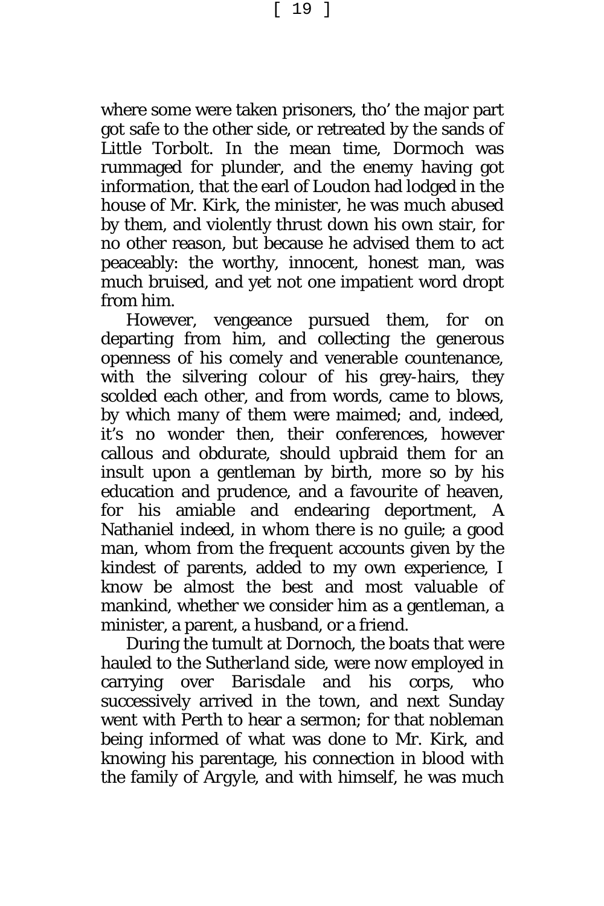where some were taken prisoners, tho' the major part got safe to the other side, or retreated by the sands of Little Torbolt. In the mean time, Dormoch was rummaged for plunder, and the enemy having got information, that the earl of Loudon had lodged in the house of Mr. Kirk, the minister, he was much abused by them, and violently thrust down his own stair, for no other reason, but because he advised them to act peaceably: the worthy, innocent, honest man, was much bruised, and yet not one impatient word dropt from him.

However, vengeance pursued them, for on departing from him, and collecting the generous openness of his comely and venerable countenance, with the silvering colour of his grey-hairs, they scolded each other, and from words, came to blows, by which many of them were maimed; and, indeed, it's no wonder then, their conferences, however callous and obdurate, should upbraid them for an insult upon a gentleman by birth, more so by his education and prudence, and a favourite of heaven, for his amiable and endearing deportment, A Nathaniel indeed, in whom there is no guile; a good man, whom from the frequent accounts given by the kindest of parents, added to my own experience, I know be almost the best and most valuable of mankind, whether we consider him as a gentleman, a minister, a parent, a husband, or a friend.

During the tumult at Dornoch, the boats that were hauled to the Sutherland side, were now employed in carrying over *Barisdale* and his corps, who successively arrived in the town, and next Sunday went with Perth to hear a sermon; for that nobleman being informed of what was done to Mr. Kirk, and knowing his parentage, his connection in blood with the family of Argyle, and with himself, he was much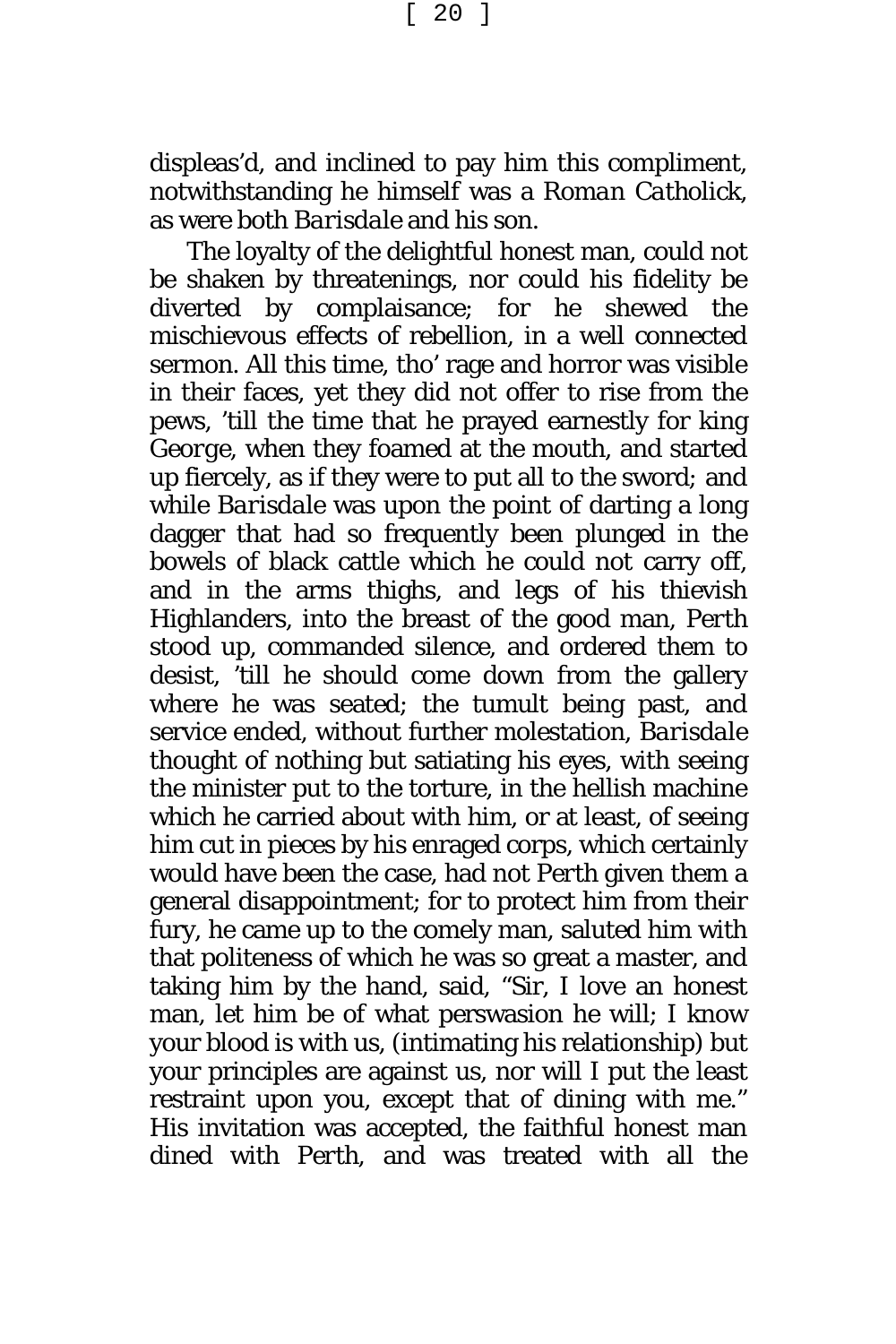displeas'd, and inclined to pay him this compliment, notwithstanding he himself was a *Roman Catholick*, as were both *Barisdale* and his son.

The loyalty of the delightful honest man, could not be shaken by threatenings, nor could his fidelity be diverted by complaisance; for he shewed the mischievous effects of rebellion, in a well connected sermon. All this time, tho' rage and horror was visible in their faces, yet they did not offer to rise from the pews, 'till the time that he prayed earnestly for king *George*, when they foamed at the mouth, and started up fiercely, as if they were to put all to the sword; and while *Barisdale* was upon the point of darting a long dagger that had so frequently been plunged in the bowels of black cattle which he could not carry off, and in the arms thighs, and legs of his thievish Highlanders, into the breast of the good man, *Perth* stood up, commanded silence, and ordered them to desist, 'till he should come down from the gallery where he was seated; the tumult being past, and service ended, without further molestation, *Barisdale* thought of nothing but satiating his eyes, with seeing the minister put to the torture, in the hellish machine which he carried about with him, or at least, of seeing him cut in pieces by his enraged corps, which certainly would have been the case, had not Perth given them a general disappointment; for to protect him from their fury, he came up to the comely man, saluted him with that politeness of which he was so great a master, and taking him by the hand, said, "Sir, I love an honest man, let him be of what perswasion he will; I know your blood is with us, (intimating his relationship) but your principles are against us, nor will I put the least restraint upon you, except that of dining with me." His invitation was accepted, the faithful honest man dined with Perth, and was treated with all the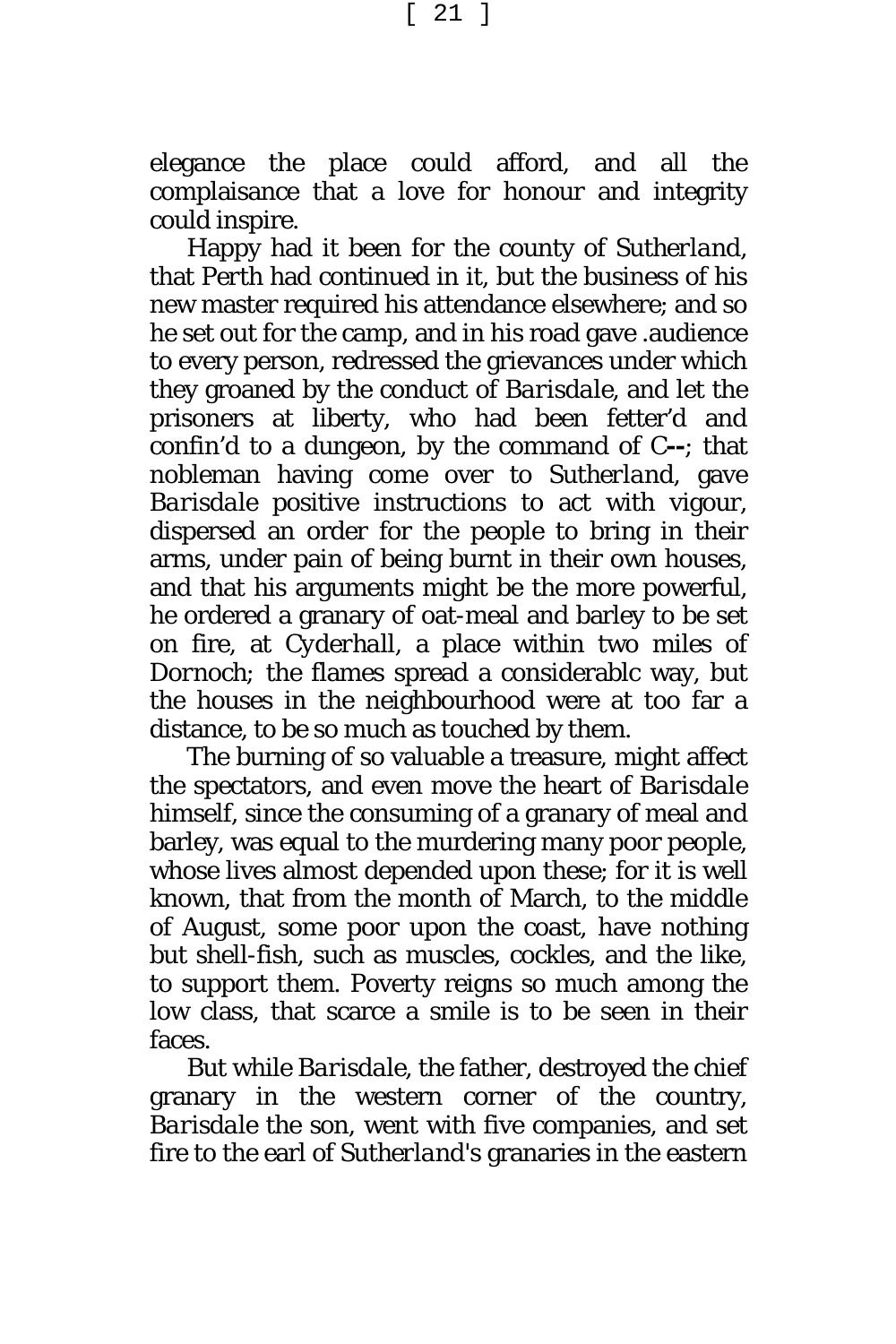elegance the place could afford, and all the complaisance that a love for honour and integrity could inspire.

Happy had it been for the county of *Sutherland*, that Perth had continued in it, but the business of his new master required his attendance elsewhere; and so he set out for the camp, and in his road gave .audience to every person, redressed the grievances under which they groaned by the conduct of *Barisdale*, and let the prisoners at liberty, who had been fetter'd and confin'd to a dungeon, by the command of C**--**; that nobleman having come over to *Sutherland*, gave *Barisdale* positive instructions to act with vigour, dispersed an order for the people to bring in their arms, under pain of being burnt in their own houses, and that his arguments might be the more powerful, he ordered a granary of oat-meal and barley to be set on fire, at Cyderhall, a place within two miles of Dornoch; the flames spread a considerablc way, but the houses in the neighbourhood were at too far a distance, to be so much as touched by them.

The burning of so valuable a treasure, might affect the spectators, and even move the heart of *Barisdale* himself, since the consuming of a granary of meal and barley, was equal to the murdering many poor people, whose lives almost depended upon these; for it is well known, that from the month of March, to the middle of August, some poor upon the coast, have nothing but shell-fish, such as muscles, cockles, and the like, to support them. Poverty reigns so much among the low class, that scarce a smile is to be seen in their faces.

But while *Barisdale*, the father, destroyed the chief granary in the western corner of the country, *Barisdale* the son, went with five companies, and set fire to the earl of *Sutherland*'s granaries in the eastern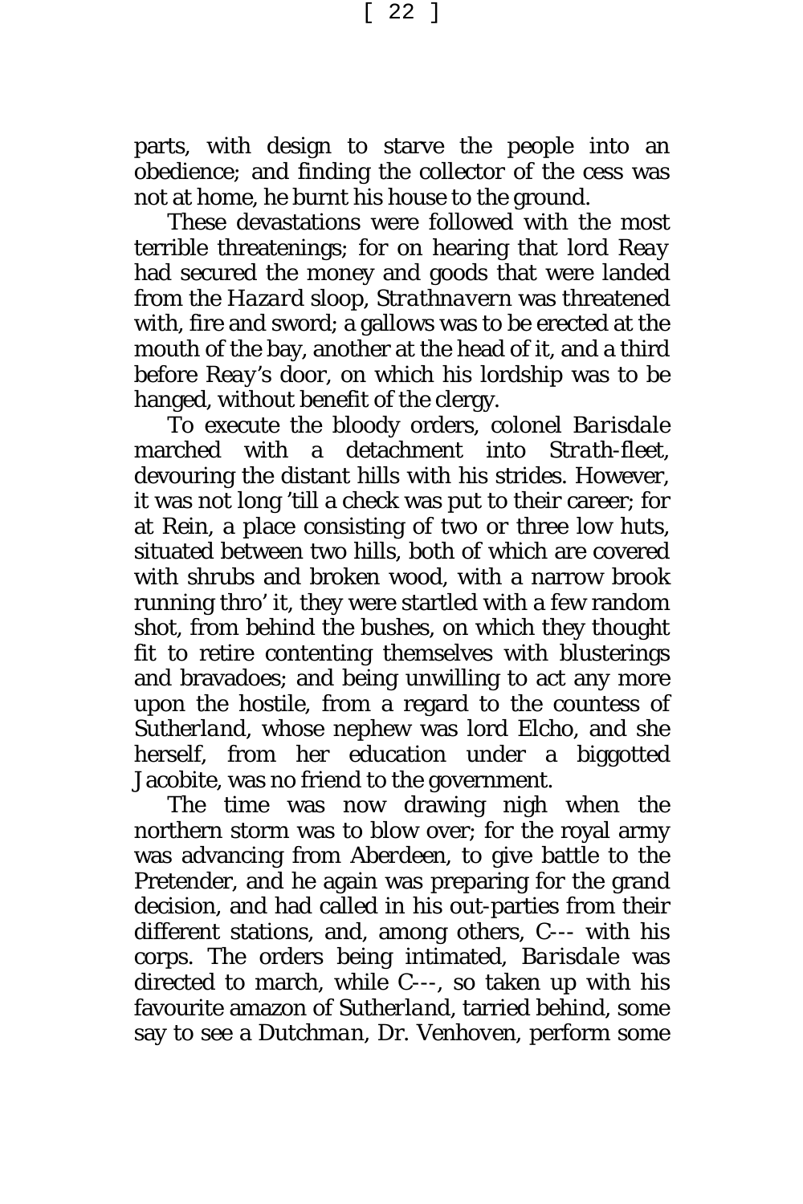parts, with design to starve the people into an obedience; and finding the collector of the cess was not at home, he burnt his house to the ground.

These devastations were followed with the most terrible threatenings; for on hearing that lord *Reay* had secured the money and goods that were landed from the *Hazard* sloop, *Strathnavern* was threatened with, fire and sword; a gallows was to be erected at the mouth of the bay, another at the head of it, and a third before *Reay's* door, on which his lordship was to be hanged, without benefit of the clergy.

To execute the bloody orders, colonel *Barisdale* marched with a detachment into *Strath-fleet*, devouring the distant hills with his strides. However, it was not long 'till a check was put to their career; for at Rein, a place consisting of two or three low huts, situated between two hills, both of which are covered with shrubs and broken wood, with a narrow brook running thro' it, they were startled with a few random shot, from behind the bushes, on which they thought fit to retire contenting themselves with blusterings and bravadoes; and being unwilling to act any more upon the hostile, from a regard to the countess of *Sutherland*, whose nephew was lord Elcho, and she herself, from her education under a biggotted Jacobite, was no friend to the government.

The time was now drawing nigh when the northern storm was to blow over; for the royal army was advancing from Aberdeen, to give battle to the Pretender, and he again was preparing for the grand decision, and had called in his out-parties from their different stations, and, among others, C--- with his corps. The orders being intimated, *Barisdale* was directed to march, while C---, so taken up with his favourite amazon of *Sutherland*, tarried behind, some say to see a *Dutchman*, Dr. Venhoven, perform some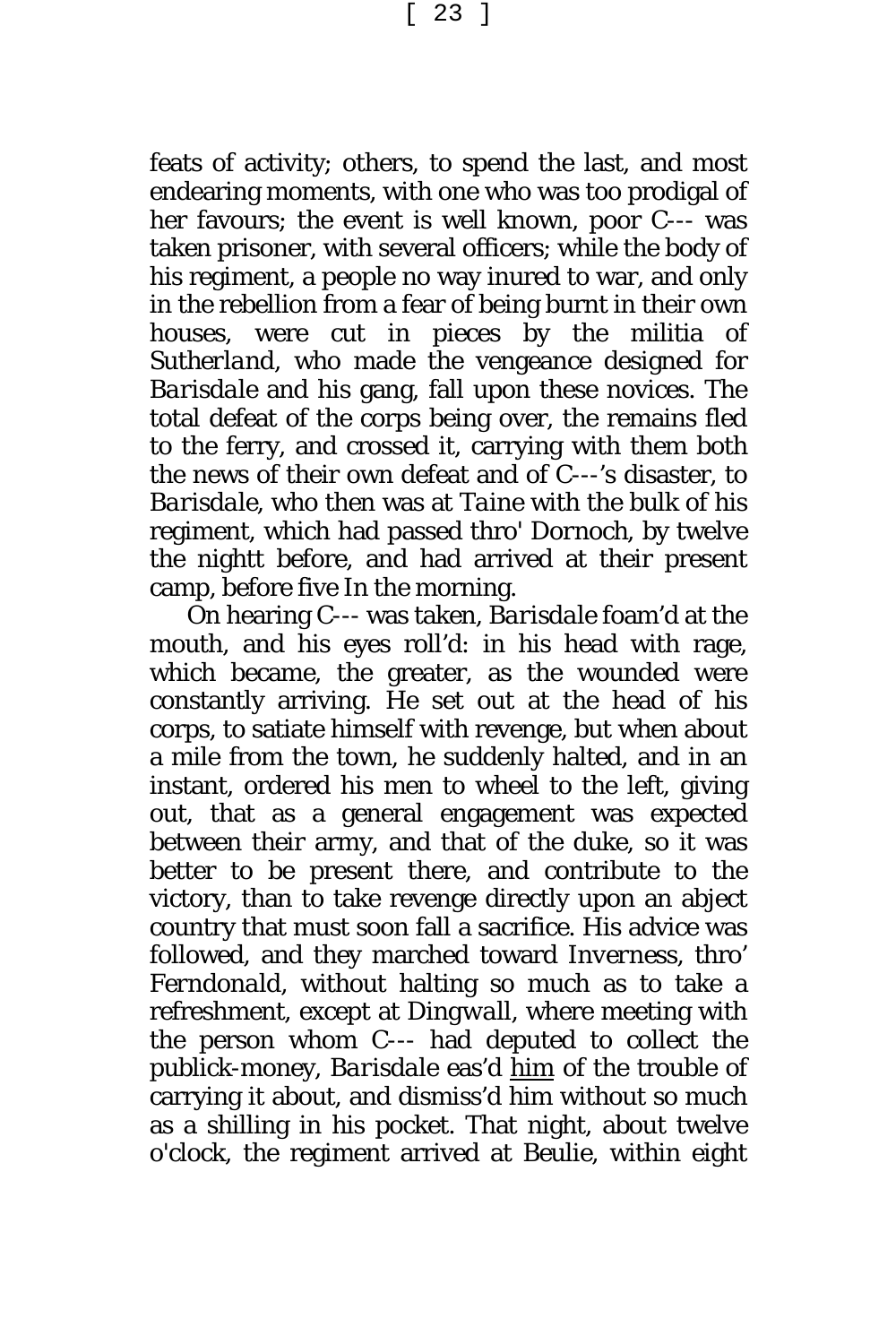feats of activity; others, to spend the last, and most endearing moments, with one who was too prodigal of her favours; the event is well known, poor C--- was taken prisoner, with several officers; while the body of his regiment, a people no way inured to war, and only in the rebellion from a fear of being burnt in their own houses, were cut in pieces by the militia of *Sutherland*, who made the vengeance designed for *Barisdale* and his gang, fall upon these novices. The total defeat of the corps being over, the remains fled to the ferry, and crossed it, carrying with them both the news of their own defeat and of C---'s disaster, to *Barisdale*, who then was at *Taine* with the bulk of his regiment, which had passed thro' *Dornoch*, by twelve the nightt before, and had arrived at their present camp, before five In the morning.

On hearing C--- was taken, *Barisdale* foam'd at the mouth, and his eyes roll'd: in his head with rage, which became, the greater, as the wounded were constantly arriving. He set out at the head of his corps, to satiate himself with revenge, but when about a mile from the town, he suddenly halted, and in an instant, ordered his men to wheel to the left, giving out, that as a general engagement was expected between their army, and that of the duke, so it was better to be present there, and contribute to the victory, than to take revenge directly upon an abject country that must soon fall a sacrifice. His advice was followed, and they marched toward Inverness, thro' *Ferndonald*, without halting so much as to take a refreshment, except at *Dingwall*, where meeting with the person whom C--- had deputed to collect the publick-money, *Barisdale* eas'd him of the trouble of carrying it about, and dismiss'd him without so much as a shilling in his pocket. That night, about twelve o'clock, the regiment arrived at Beulie, within eight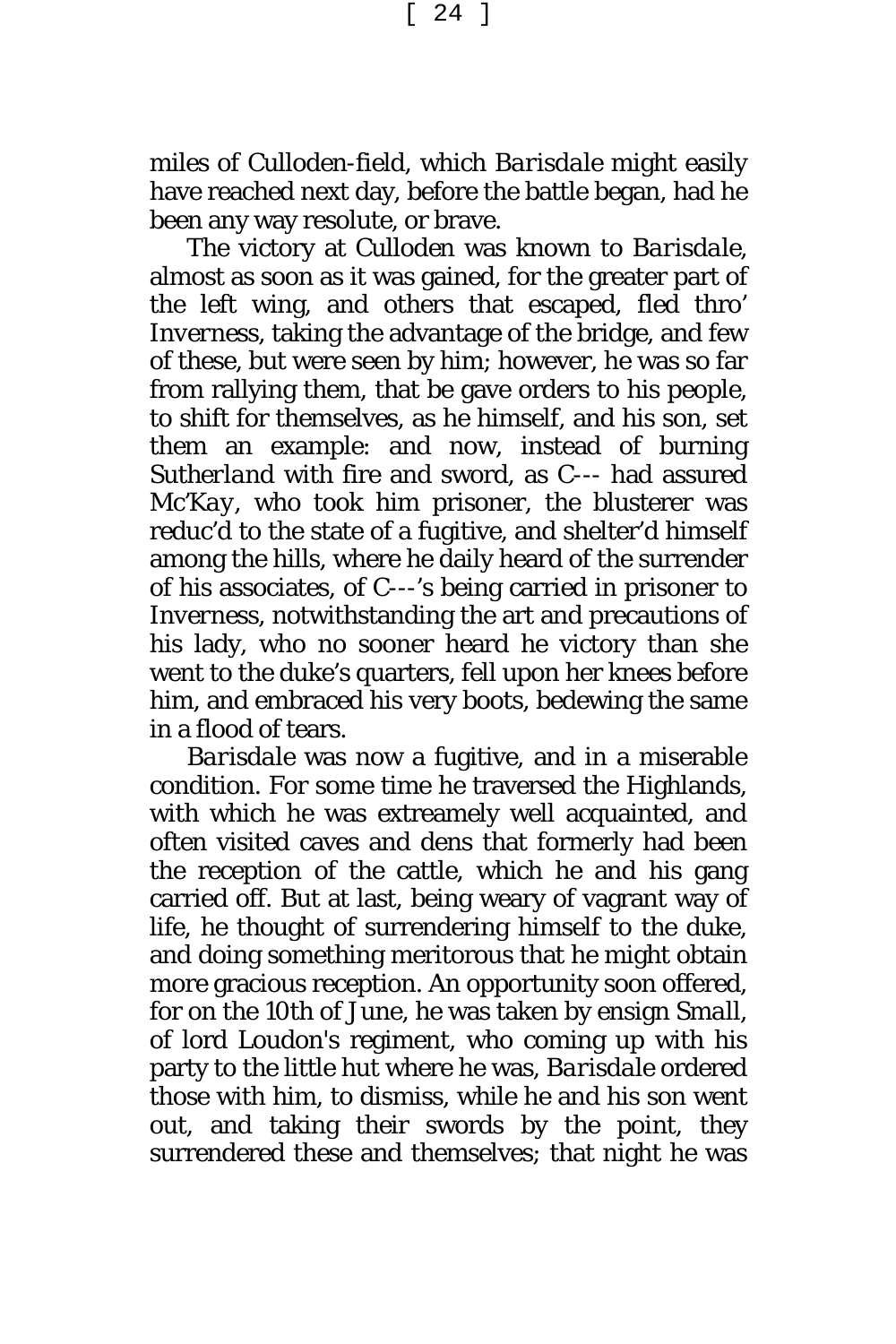miles of Culloden-field, which *Barisdale* might easily have reached next day, before the battle began, had he been any way resolute, or brave.

The victory at Culloden was known to *Barisdale*, almost as soon as it was gained, for the greater part of the left wing, and others that escaped, fled thro' *Inverness*, taking the advantage of the bridge, and few of these, but were seen by him; however, he was so far from rallying them, that be gave orders to his people, to shift for themselves, as he himself, and his son, set them an example: and now, instead of burning *Sutherland* with fire and sword, as C--- had assured *Mc'Kay*, who took him prisoner, the blusterer was reduc'd to the state of a fugitive, and shelter'd himself among the hills, where he daily heard of the surrender of his associates, of C---'s being carried in prisoner to *Inverness*, notwithstanding the art and precautions of his lady, who no sooner heard he victory than she went to the duke's quarters, fell upon her knees before him, and embraced his very boots, bedewing the same in a flood of tears.

*Barisdale* was now a fugitive, and in a miserable condition. For some time he traversed the Highlands, with which he was extreamely well acquainted, and often visited caves and dens that formerly had been the reception of the cattle, which he and his gang carried off. But at last, being weary of vagrant way of life, he thought of surrendering himself to the duke, and doing something meritorous that he might obtain more gracious reception. An opportunity soon offered, for on the 10th of *June*, he was taken by ensign *Small*, of lord Loudon's regiment, who coming up with his party to the little hut where he was, *Barisdale* ordered those with him, to dismiss, while he and his son went out, and taking their swords by the point, they surrendered these and themselves; that night he was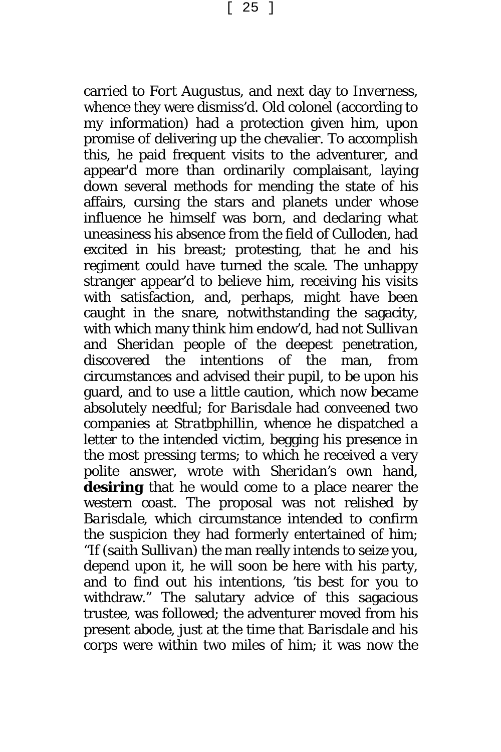carried to Fort Augustus, and next day to Inverness, whence they were dismiss'd. Old colonel (according to my information) had a protection given him, upon promise of delivering up the chevalier. To accomplish this, he paid frequent visits to the adventurer, and appear'd more than ordinarily complaisant, laying down several methods for mending the state of his affairs, cursing the stars and planets under whose influence he himself was born, and declaring what uneasiness his absence from the field of Culloden, had excited in his breast; protesting, that he and his regiment could have turned the scale. The unhappy stranger appear'd to believe him, receiving his visits with satisfaction, and, perhaps, might have been caught in the snare, notwithstanding the sagacity, with which many think him endow'd, had not *Sullivan* and *Sheridan* people of the deepest penetration, discovered the intentions of the man, from circumstances and advised their pupil, to be upon his guard, and to use a little caution, which now became absolutely needful; for *Barisdale* had conveened two companies at *Stratbphillin*, whence he dispatched a letter to the intended victim, begging his presence in the most pressing terms; to which he received a very polite answer, wrote with *Sheridan's* own hand, **desiring** that he would come to a place nearer the western coast. The proposal was not relished by *Barisdale*, which circumstance intended to confirm the suspicion they had formerly entertained of him; "If (saith *Sullivan*) the man really intends to seize you, depend upon it, he will soon be here with his party, and to find out his intentions, 'tis best for you to withdraw." The salutary advice of this sagacious trustee, was followed; the adventurer moved from his present abode, just at the time that *Barisdale* and his corps were within two miles of him; it was now the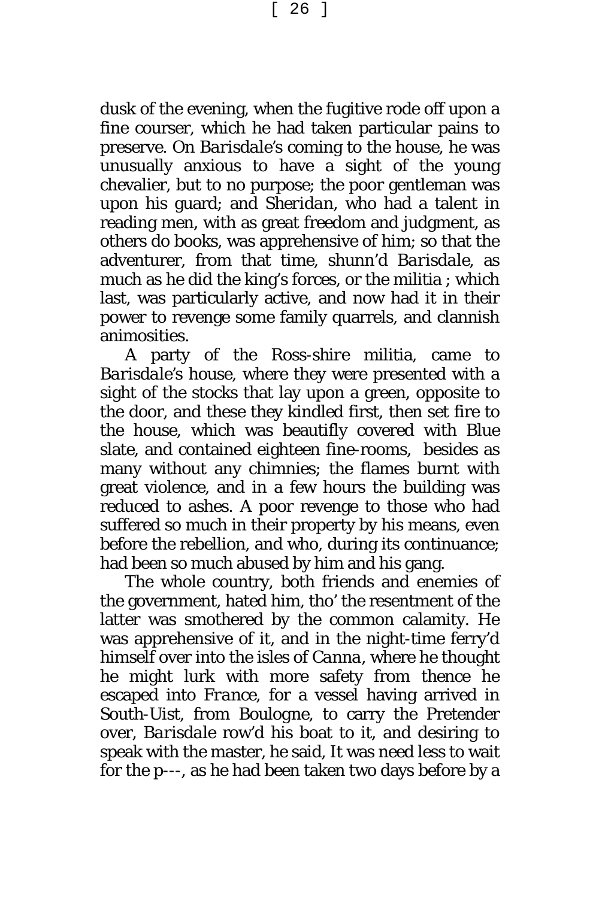dusk of the evening, when the fugitive rode off upon a fine courser, which he had taken particular pains to preserve. On *Barisdale*'s coming to the house, he was unusually anxious to have a sight of the young chevalier, but to no purpose; the poor gentleman was upon his guard; and *Sheridan*, who had a talent in reading men, with as great freedom and judgment, as others do books, was apprehensive of him; so that the adventurer, from that time, shunn'd *Barisdale*, as much as he did the king's forces, or the militia ; which last, was particularly active, and now had it in their power to revenge some family quarrels, and clannish animosities.

A party of the *Ross-shire* militia, came to *Barisdale*'s house, where they were presented with a sight of the stocks that lay upon a green, opposite to the door, and these they kindled first, then set fire to the house, which was beautifly covered with Blue slate, and contained eighteen fine-rooms, besides as many without any chimnies; the flames burnt with great violence, and in a few hours the building was reduced to ashes. A poor revenge to those who had suffered so much in their property by his means, even before the rebellion, and who, during its continuance; had been so much abused by him and his gang.

The whole country, both friends and enemies of the government, hated him, tho' the resentment of the latter was smothered by the common calamity. He was apprehensive of it, and in the night-time ferry'd himself over into the isles of *Canna*, where he thought he might lurk with more safety from thence he escaped into *France*, for a vessel having arrived in South-Uist, from Boulogne, to carry the Pretender over, *Barisdale* row'd his boat to it, and desiring to speak with the master, he said, It was need less to wait for the p---, as he had been taken two days before by a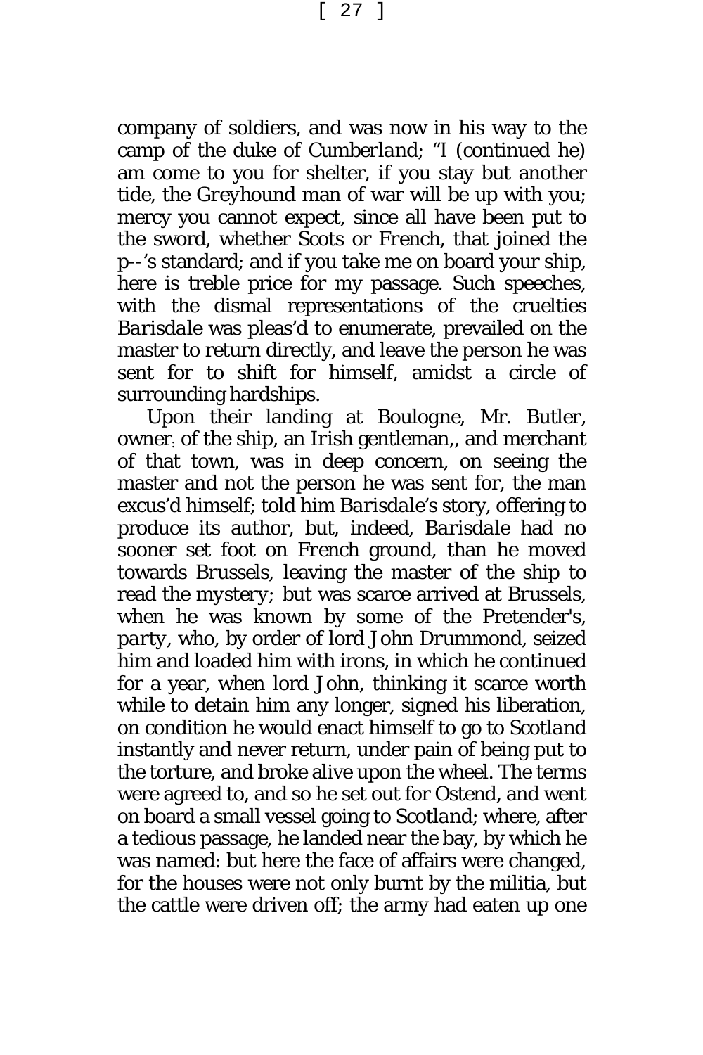company of soldiers, and was now in his way to the camp of the duke of *Cumberland*; "I (continued he) am come to you for shelter, if you stay but another tide, the Greyhound man of war will be up with you; mercy you cannot expect, since all have been put to the sword, whether *Scots* or *French*, that joined the p--'s standard; and if you take me on board your ship, here is treble price for my passage. Such speeches, with the dismal representations of the cruelties *Barisdale* was pleas'd to enumerate, prevailed on the master to return directly, and leave the person he was sent for to shift for himself, amidst a circle of surrounding hardships.

Upon their landing at Boulogne, Mr. Butler, owner of the ship, an *Irish* gentleman,, and merchant of that town, was in deep concern, on seeing the master and not the person he was sent for, the man excus'd himself; told him *Barisdale*'s story, offering to produce its author, but, indeed, *Barisdale* had no sooner set foot on French ground, than he moved towards Brussels, leaving the master of the ship to read the *mystery*; but was scarce arrived at Brussels, when he was known by some of the Pretender's, *party*, who, by order of lord John Drummond, seized him and loaded him with irons, in which he continued for a year, when lord John, thinking it scarce worth while to detain him any longer, signed his liberation, on condition he would enact himself to go to *Scotland* instantly and never return, under pain of being put to the torture, and broke alive upon the wheel. The terms were agreed to, and so he set out for Ostend, and went on board a small vessel going to *Scotland*; where, after a tedious passage, he landed near the bay, by which he was named: but here the face of affairs were changed, for the houses were not only burnt by the militia, but the cattle were driven off; the army had eaten up one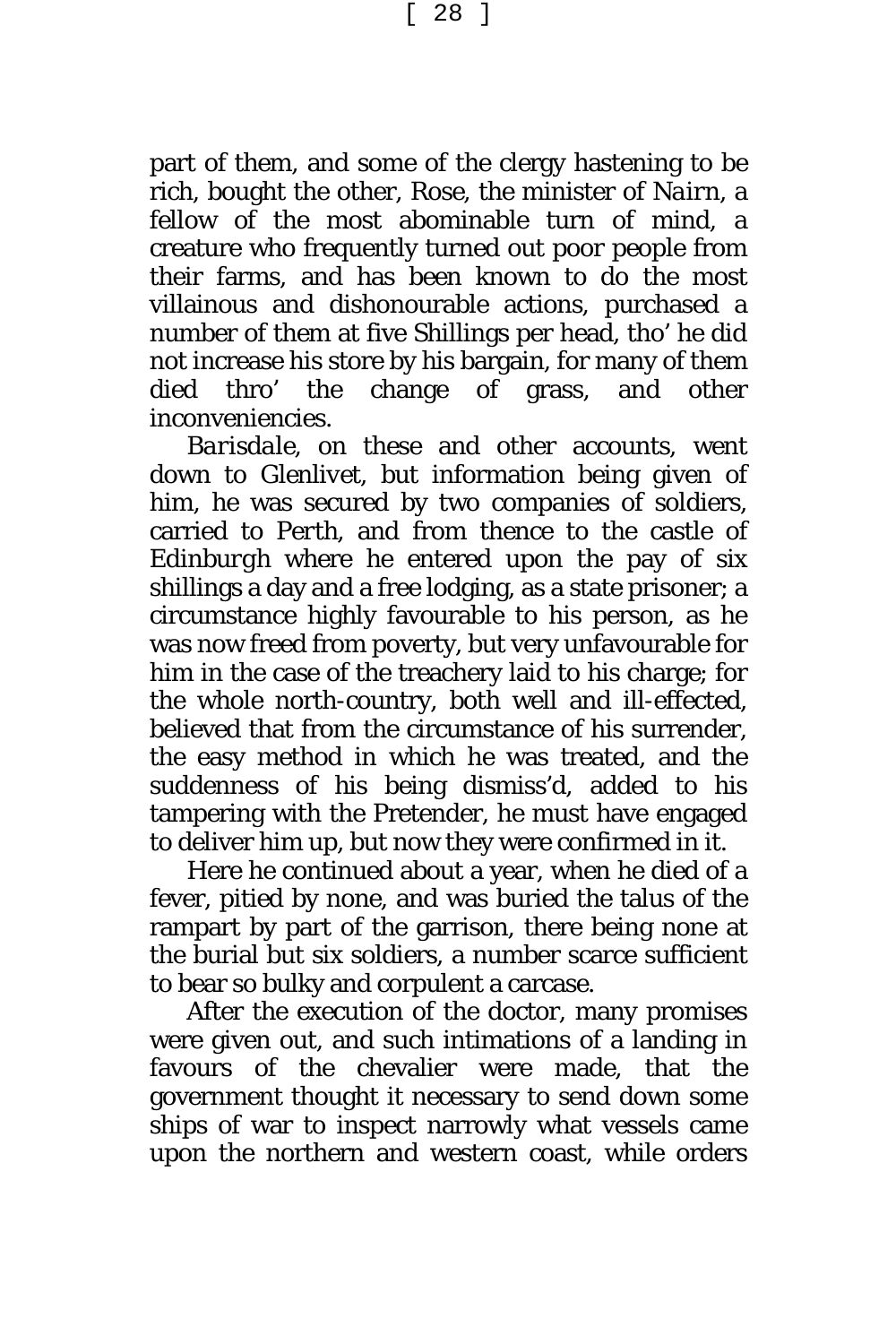part of them, and some of the clergy hastening to be rich, bought the other, Rose, the minister of *Nairn*, a fellow of the most abominable turn of mind, a creature who frequently turned out poor people from their farms, and has been known to do the most villainous and dishonourable actions, purchased a number of them at five Shillings per head, tho' he did not increase his store by his bargain, for many of them died thro' the change of grass, and other inconveniencies.

*Barisdale*, on these and other accounts, went down to Glenlivet, but information being given of him, he was secured by two companies of soldiers, carried to Perth, and from thence to the castle of *Edinburgh* where he entered upon the pay of six shillings a day and a free lodging, as a state prisoner; a circumstance highly favourable to his person, as he was now freed from poverty, but very unfavourable for him in the case of the treachery laid to his charge; for the whole north-country, both well and ill-effected, believed that from the circumstance of his surrender, the easy method in which he was treated, and the suddenness of his being dismiss'd, added to his tampering with the Pretender, he must have engaged to deliver him up, but now they were confirmed in it.

Here he continued about a year, when he died of a fever, pitied by none, and was buried the talus of the rampart by part of the garrison, there being none at the burial but six soldiers, a number scarce sufficient to bear so bulky and corpulent a carcase.

After the execution of the doctor, many promises were given out, and such intimations of a landing in favours of the chevalier were made, that the government thought it necessary to send down some ships of war to inspect narrowly what vessels came upon the northern and western coast, while orders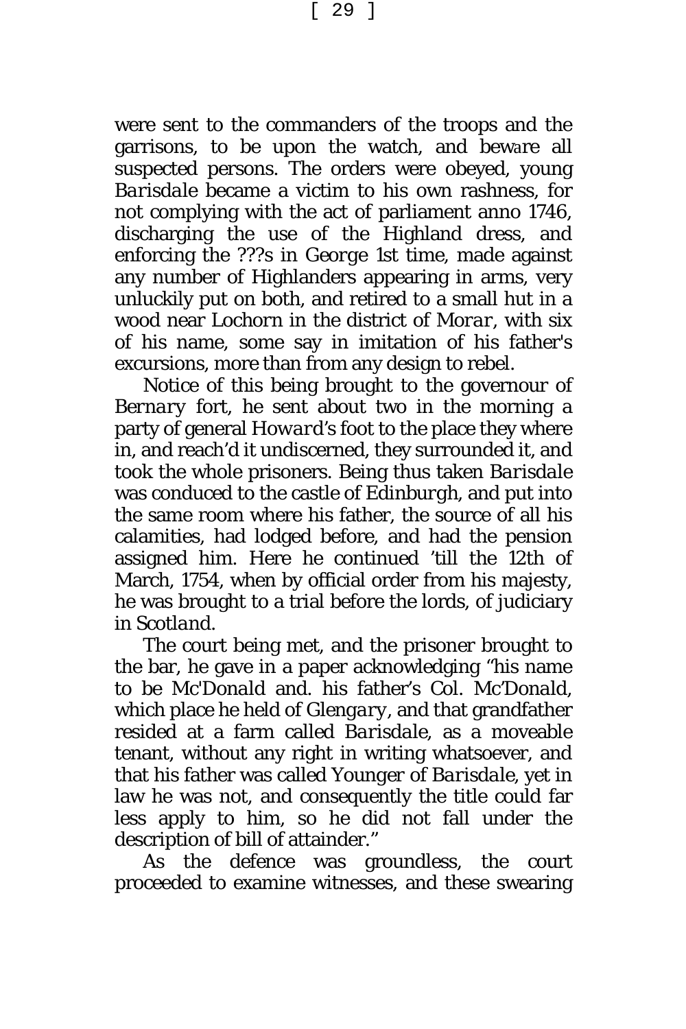were sent to the commanders of the troops and the garrisons, to be upon the watch, and beware all suspected persons. The orders were obeyed, young *Barisdale* became a victim to his own rashness, for not complying with the act of parliament anno 1746, discharging the use of the Highland dress, and enforcing the ???s in George 1st time, made against any number of Highlanders appearing in arms, very unluckily put on both, and retired to a small hut in a wood near Lochorn in the district of *Morar*, with six of his name, some say in imitation of his father's excursions, more than from any design to rebel.

Notice of this being brought to the governour of *Bernary* fort, he sent about two in the morning a party of general *Howard*'s foot to the place they where in, and reach'd it undiscerned, they surrounded it, and took the whole prisoners. Being thus taken *Barisdale* was conduced to the castle of Edinburgh, and put into the same room where his father, the source of all his calamities, had lodged before, and had the pension assigned him. Here he continued 'till the 12th of March, 1754, when by official order from his majesty, he was brought to a trial before the lords, of judiciary in *Scotland*.

The court being met, and the prisoner brought to the bar, he gave in a paper acknowledging "his name to be Mc'*Donald* and. his father's Col. Mc'Donald, which place he held of *Glengary*, and that grandfather resided at a farm called *Barisdale*, as a moveable tenant, without any right in writing whatsoever, and that his father was called Younger of *Barisdale*, yet in law he was not, and consequently the title could far less apply to him, so he did not fall under the description of bill of attainder."

As the defence was groundless, the court proceeded to examine witnesses, and these swearing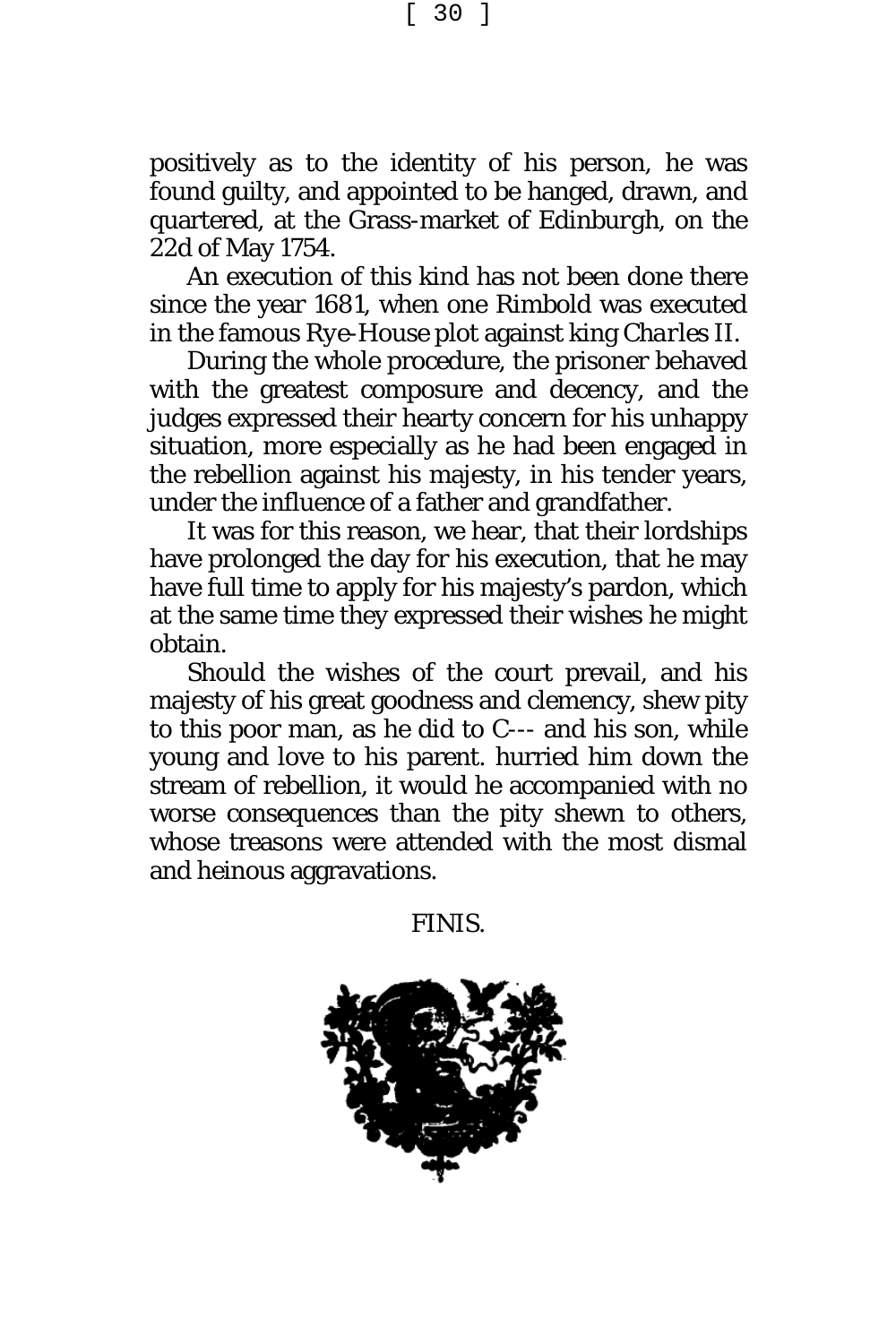positively as to the identity of his person, he was found guilty, and appointed to be hanged, drawn, and quartered, at the Grass-market of Edinburgh, on the 22d of May 1754.

An execution of this kind has not been done there since the year 1681, when one Rimbold was executed in the famous Rye-House plot against king *Charles* II.

During the whole procedure, the prisoner behaved with the greatest composure and decency, and the judges expressed their hearty concern for his unhappy situation, more especially as he had been engaged in the rebellion against his majesty, in his tender years, under the influence of a father and grandfather.

It was for this reason, we hear, that their lordships have prolonged the day for his execution, that he may have full time to apply for his majesty's pardon, which at the same time they expressed their wishes he might obtain.

Should the wishes of the court prevail, and his majesty of his great goodness and clemency, shew pity to this poor man, as he did to C--- and his son, while young and love to his parent. hurried him down the stream of rebellion, it would he accompanied with no worse consequences than the pity shewn to others, whose treasons were attended with the most dismal and heinous aggravations.

FINIS.